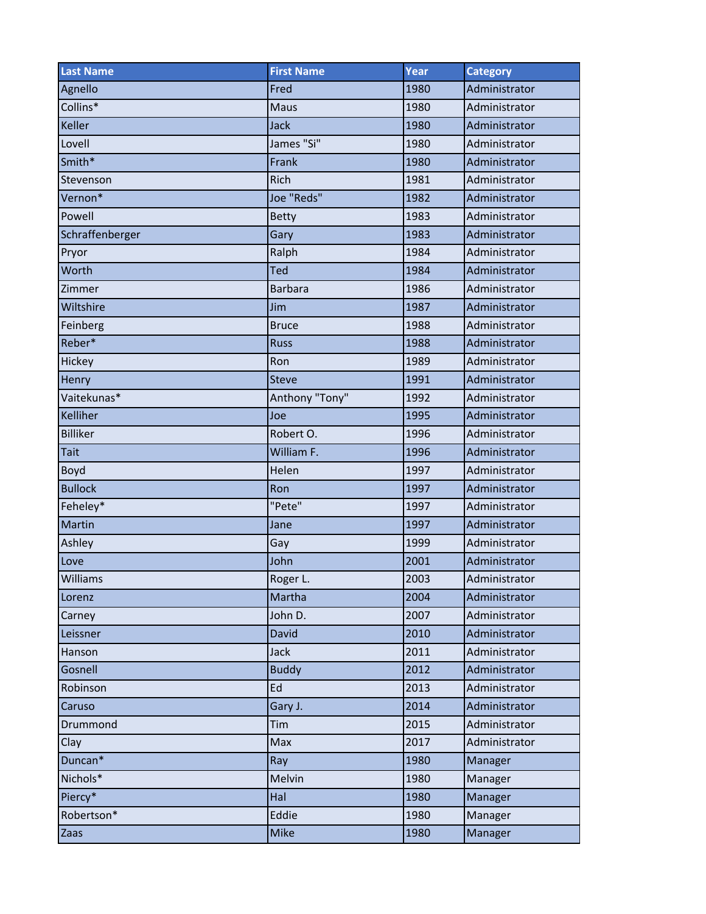| Last Name | First Name | Year | Category |
| --- | --- | --- | --- |
| Agnello | Fred | 1980 | Administrator |
| Collins* | Maus | 1980 | Administrator |
| Keller | Jack | 1980 | Administrator |
| Lovell | James "Si" | 1980 | Administrator |
| Smith* | Frank | 1980 | Administrator |
| Stevenson | Rich | 1981 | Administrator |
| Vernon* | Joe "Reds" | 1982 | Administrator |
| Powell | Betty | 1983 | Administrator |
| Schraffenberger | Gary | 1983 | Administrator |
| Pryor | Ralph | 1984 | Administrator |
| Worth | Ted | 1984 | Administrator |
| Zimmer | Barbara | 1986 | Administrator |
| Wiltshire | Jim | 1987 | Administrator |
| Feinberg | Bruce | 1988 | Administrator |
| Reber* | Russ | 1988 | Administrator |
| Hickey | Ron | 1989 | Administrator |
| Henry | Steve | 1991 | Administrator |
| Vaitekunas* | Anthony "Tony" | 1992 | Administrator |
| Kelliher | Joe | 1995 | Administrator |
| Billiker | Robert O. | 1996 | Administrator |
| Tait | William F. | 1996 | Administrator |
| Boyd | Helen | 1997 | Administrator |
| Bullock | Ron | 1997 | Administrator |
| Feheley* | "Pete" | 1997 | Administrator |
| Martin | Jane | 1997 | Administrator |
| Ashley | Gay | 1999 | Administrator |
| Love | John | 2001 | Administrator |
| Williams | Roger L. | 2003 | Administrator |
| Lorenz | Martha | 2004 | Administrator |
| Carney | John D. | 2007 | Administrator |
| Leissner | David | 2010 | Administrator |
| Hanson | Jack | 2011 | Administrator |
| Gosnell | Buddy | 2012 | Administrator |
| Robinson | Ed | 2013 | Administrator |
| Caruso | Gary J. | 2014 | Administrator |
| Drummond | Tim | 2015 | Administrator |
| Clay | Max | 2017 | Administrator |
| Duncan* | Ray | 1980 | Manager |
| Nichols* | Melvin | 1980 | Manager |
| Piercy* | Hal | 1980 | Manager |
| Robertson* | Eddie | 1980 | Manager |
| Zaas | Mike | 1980 | Manager |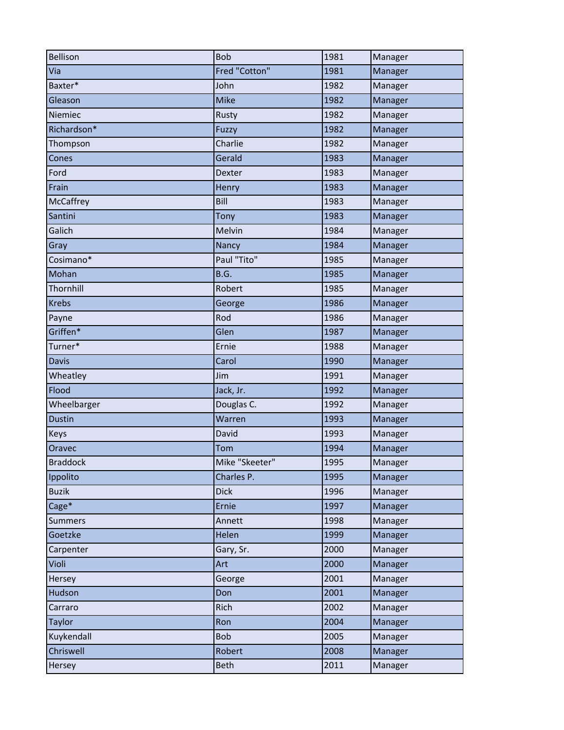| Bellison | Bob | 1981 | Manager |
|---|---|---|---|
| Via | Fred "Cotton" | 1981 | Manager |
| Baxter* | John | 1982 | Manager |
| Gleason | Mike | 1982 | Manager |
| Niemiec | Rusty | 1982 | Manager |
| Richardson* | Fuzzy | 1982 | Manager |
| Thompson | Charlie | 1982 | Manager |
| Cones | Gerald | 1983 | Manager |
| Ford | Dexter | 1983 | Manager |
| Frain | Henry | 1983 | Manager |
| McCaffrey | Bill | 1983 | Manager |
| Santini | Tony | 1983 | Manager |
| Galich | Melvin | 1984 | Manager |
| Gray | Nancy | 1984 | Manager |
| Cosimano* | Paul "Tito" | 1985 | Manager |
| Mohan | B.G. | 1985 | Manager |
| Thornhill | Robert | 1985 | Manager |
| Krebs | George | 1986 | Manager |
| Payne | Rod | 1986 | Manager |
| Griffen* | Glen | 1987 | Manager |
| Turner* | Ernie | 1988 | Manager |
| Davis | Carol | 1990 | Manager |
| Wheatley | Jim | 1991 | Manager |
| Flood | Jack, Jr. | 1992 | Manager |
| Wheelbarger | Douglas C. | 1992 | Manager |
| Dustin | Warren | 1993 | Manager |
| Keys | David | 1993 | Manager |
| Oravec | Tom | 1994 | Manager |
| Braddock | Mike "Skeeter" | 1995 | Manager |
| Ippolito | Charles P. | 1995 | Manager |
| Buzik | Dick | 1996 | Manager |
| Cage* | Ernie | 1997 | Manager |
| Summers | Annett | 1998 | Manager |
| Goetzke | Helen | 1999 | Manager |
| Carpenter | Gary, Sr. | 2000 | Manager |
| Violi | Art | 2000 | Manager |
| Hersey | George | 2001 | Manager |
| Hudson | Don | 2001 | Manager |
| Carraro | Rich | 2002 | Manager |
| Taylor | Ron | 2004 | Manager |
| Kuykendall | Bob | 2005 | Manager |
| Chriswell | Robert | 2008 | Manager |
| Hersey | Beth | 2011 | Manager |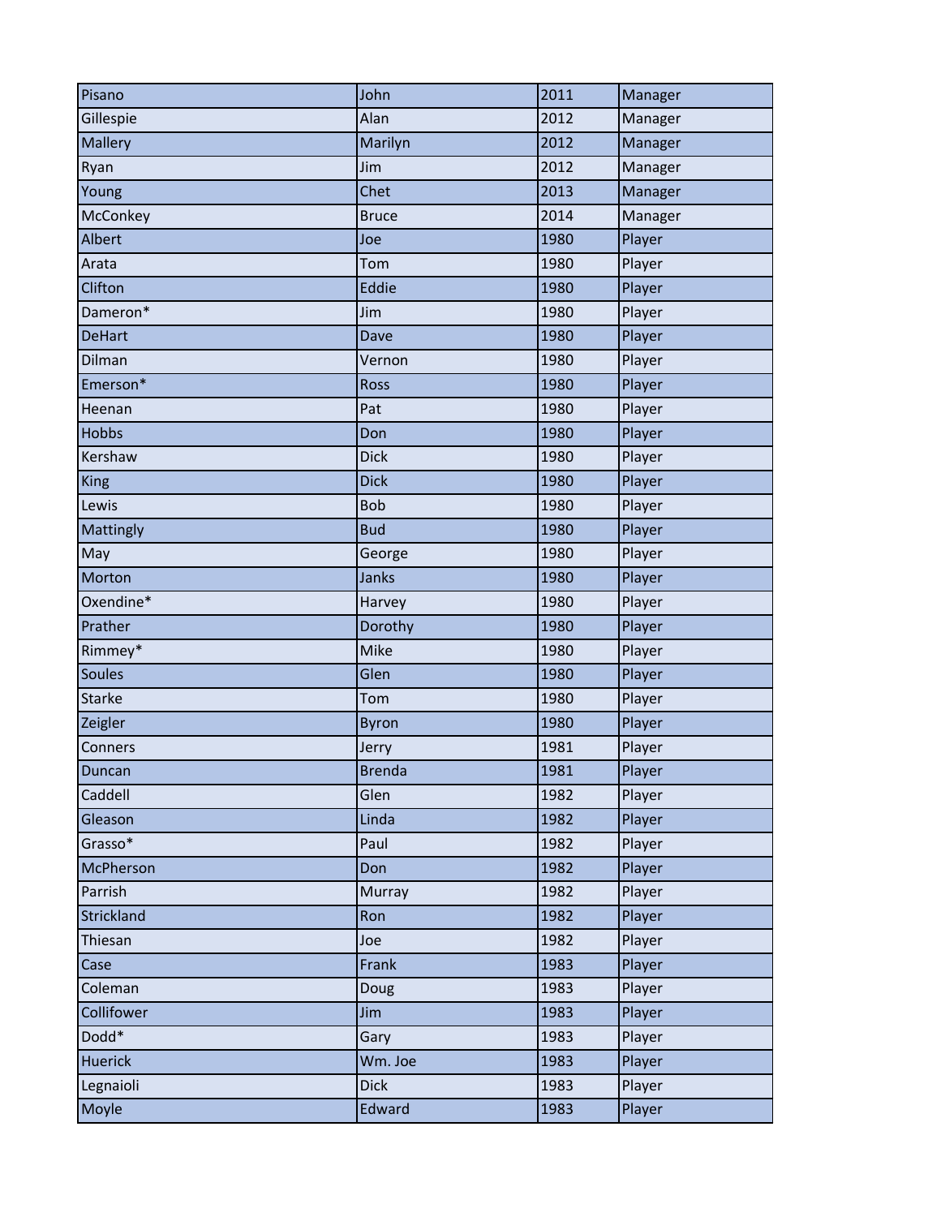| Pisano | John | 2011 | Manager |
|---|---|---|---|
| Gillespie | Alan | 2012 | Manager |
| Mallery | Marilyn | 2012 | Manager |
| Ryan | Jim | 2012 | Manager |
| Young | Chet | 2013 | Manager |
| McConkey | Bruce | 2014 | Manager |
| Albert | Joe | 1980 | Player |
| Arata | Tom | 1980 | Player |
| Clifton | Eddie | 1980 | Player |
| Dameron* | Jim | 1980 | Player |
| DeHart | Dave | 1980 | Player |
| Dilman | Vernon | 1980 | Player |
| Emerson* | Ross | 1980 | Player |
| Heenan | Pat | 1980 | Player |
| Hobbs | Don | 1980 | Player |
| Kershaw | Dick | 1980 | Player |
| King | Dick | 1980 | Player |
| Lewis | Bob | 1980 | Player |
| Mattingly | Bud | 1980 | Player |
| May | George | 1980 | Player |
| Morton | Janks | 1980 | Player |
| Oxendine* | Harvey | 1980 | Player |
| Prather | Dorothy | 1980 | Player |
| Rimmey* | Mike | 1980 | Player |
| Soules | Glen | 1980 | Player |
| Starke | Tom | 1980 | Player |
| Zeigler | Byron | 1980 | Player |
| Conners | Jerry | 1981 | Player |
| Duncan | Brenda | 1981 | Player |
| Caddell | Glen | 1982 | Player |
| Gleason | Linda | 1982 | Player |
| Grasso* | Paul | 1982 | Player |
| McPherson | Don | 1982 | Player |
| Parrish | Murray | 1982 | Player |
| Strickland | Ron | 1982 | Player |
| Thiesan | Joe | 1982 | Player |
| Case | Frank | 1983 | Player |
| Coleman | Doug | 1983 | Player |
| Collifower | Jim | 1983 | Player |
| Dodd* | Gary | 1983 | Player |
| Huerick | Wm. Joe | 1983 | Player |
| Legnaioli | Dick | 1983 | Player |
| Moyle | Edward | 1983 | Player |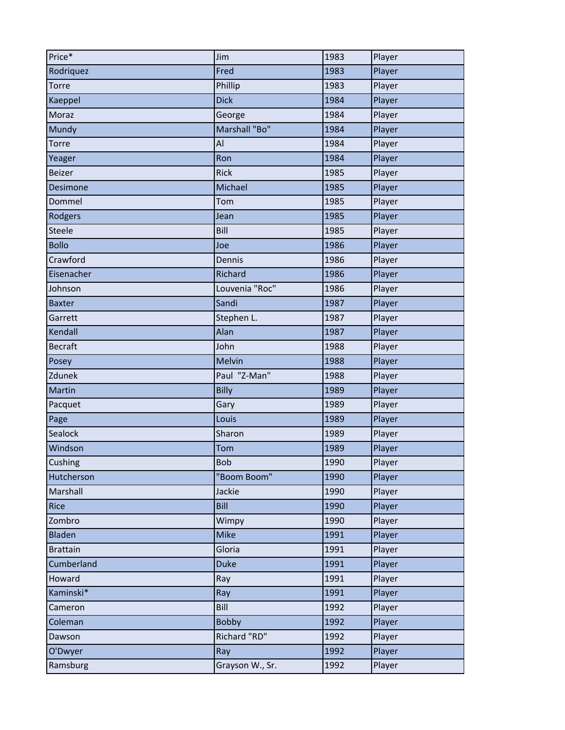| Price* | Jim | 1983 | Player |
|---|---|---|---|
| Rodriquez | Fred | 1983 | Player |
| Torre | Phillip | 1983 | Player |
| Kaeppel | Dick | 1984 | Player |
| Moraz | George | 1984 | Player |
| Mundy | Marshall "Bo" | 1984 | Player |
| Torre | Al | 1984 | Player |
| Yeager | Ron | 1984 | Player |
| Beizer | Rick | 1985 | Player |
| Desimone | Michael | 1985 | Player |
| Dommel | Tom | 1985 | Player |
| Rodgers | Jean | 1985 | Player |
| Steele | Bill | 1985 | Player |
| Bollo | Joe | 1986 | Player |
| Crawford | Dennis | 1986 | Player |
| Eisenacher | Richard | 1986 | Player |
| Johnson | Louvenia "Roc" | 1986 | Player |
| Baxter | Sandi | 1987 | Player |
| Garrett | Stephen L. | 1987 | Player |
| Kendall | Alan | 1987 | Player |
| Becraft | John | 1988 | Player |
| Posey | Melvin | 1988 | Player |
| Zdunek | Paul "Z-Man" | 1988 | Player |
| Martin | Billy | 1989 | Player |
| Pacquet | Gary | 1989 | Player |
| Page | Louis | 1989 | Player |
| Sealock | Sharon | 1989 | Player |
| Windson | Tom | 1989 | Player |
| Cushing | Bob | 1990 | Player |
| Hutcherson | "Boom Boom" | 1990 | Player |
| Marshall | Jackie | 1990 | Player |
| Rice | Bill | 1990 | Player |
| Zombro | Wimpy | 1990 | Player |
| Bladen | Mike | 1991 | Player |
| Brattain | Gloria | 1991 | Player |
| Cumberland | Duke | 1991 | Player |
| Howard | Ray | 1991 | Player |
| Kaminski* | Ray | 1991 | Player |
| Cameron | Bill | 1992 | Player |
| Coleman | Bobby | 1992 | Player |
| Dawson | Richard "RD" | 1992 | Player |
| O'Dwyer | Ray | 1992 | Player |
| Ramsburg | Grayson W., Sr. | 1992 | Player |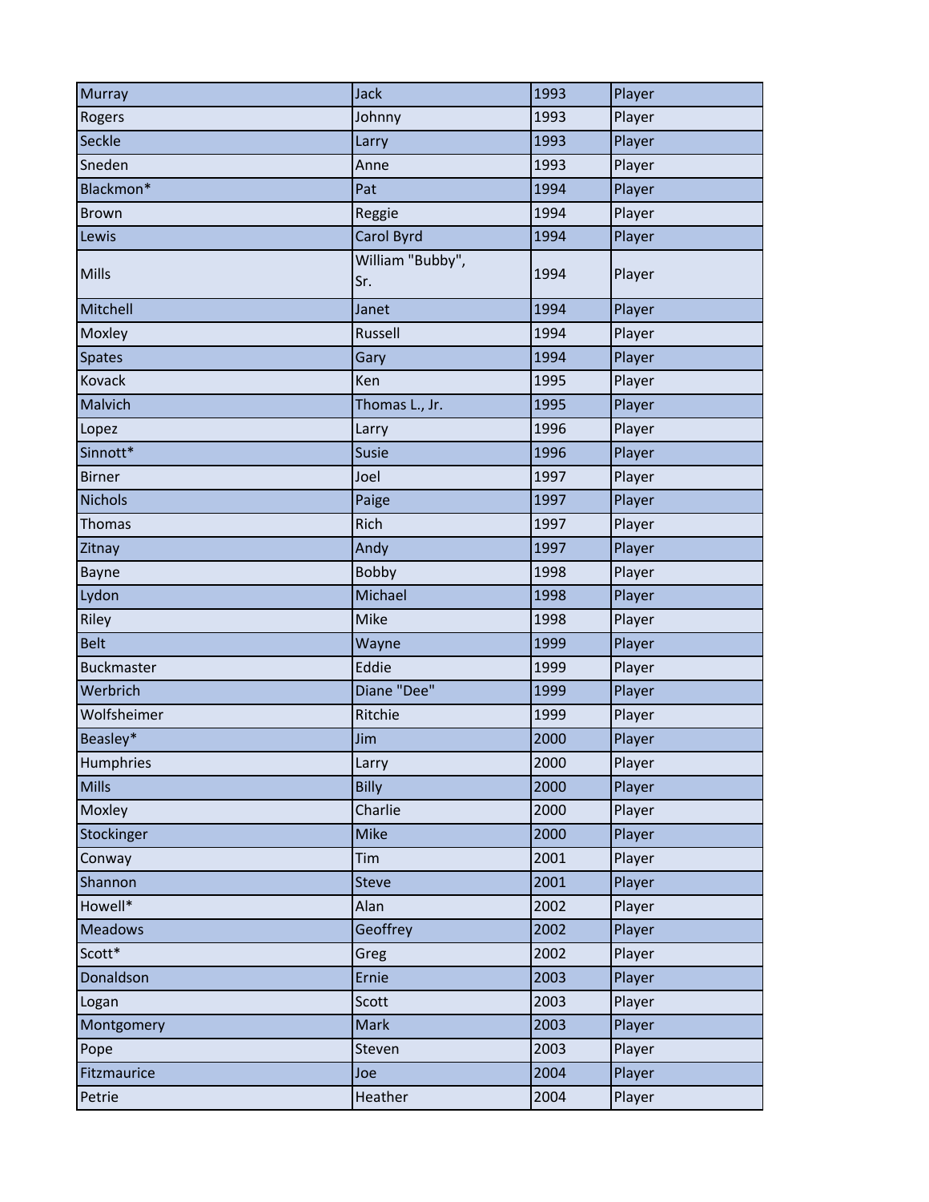| | | | |
|---|---|---|---|
| Murray | Jack | 1993 | Player |
| Rogers | Johnny | 1993 | Player |
| Seckle | Larry | 1993 | Player |
| Sneden | Anne | 1993 | Player |
| Blackmon* | Pat | 1994 | Player |
| Brown | Reggie | 1994 | Player |
| Lewis | Carol Byrd | 1994 | Player |
| Mills | William "Bubby", Sr. | 1994 | Player |
| Mitchell | Janet | 1994 | Player |
| Moxley | Russell | 1994 | Player |
| Spates | Gary | 1994 | Player |
| Kovack | Ken | 1995 | Player |
| Malvich | Thomas L., Jr. | 1995 | Player |
| Lopez | Larry | 1996 | Player |
| Sinnott* | Susie | 1996 | Player |
| Birner | Joel | 1997 | Player |
| Nichols | Paige | 1997 | Player |
| Thomas | Rich | 1997 | Player |
| Zitnay | Andy | 1997 | Player |
| Bayne | Bobby | 1998 | Player |
| Lydon | Michael | 1998 | Player |
| Riley | Mike | 1998 | Player |
| Belt | Wayne | 1999 | Player |
| Buckmaster | Eddie | 1999 | Player |
| Werbrich | Diane "Dee" | 1999 | Player |
| Wolfsheimer | Ritchie | 1999 | Player |
| Beasley* | Jim | 2000 | Player |
| Humphries | Larry | 2000 | Player |
| Mills | Billy | 2000 | Player |
| Moxley | Charlie | 2000 | Player |
| Stockinger | Mike | 2000 | Player |
| Conway | Tim | 2001 | Player |
| Shannon | Steve | 2001 | Player |
| Howell* | Alan | 2002 | Player |
| Meadows | Geoffrey | 2002 | Player |
| Scott* | Greg | 2002 | Player |
| Donaldson | Ernie | 2003 | Player |
| Logan | Scott | 2003 | Player |
| Montgomery | Mark | 2003 | Player |
| Pope | Steven | 2003 | Player |
| Fitzmaurice | Joe | 2004 | Player |
| Petrie | Heather | 2004 | Player |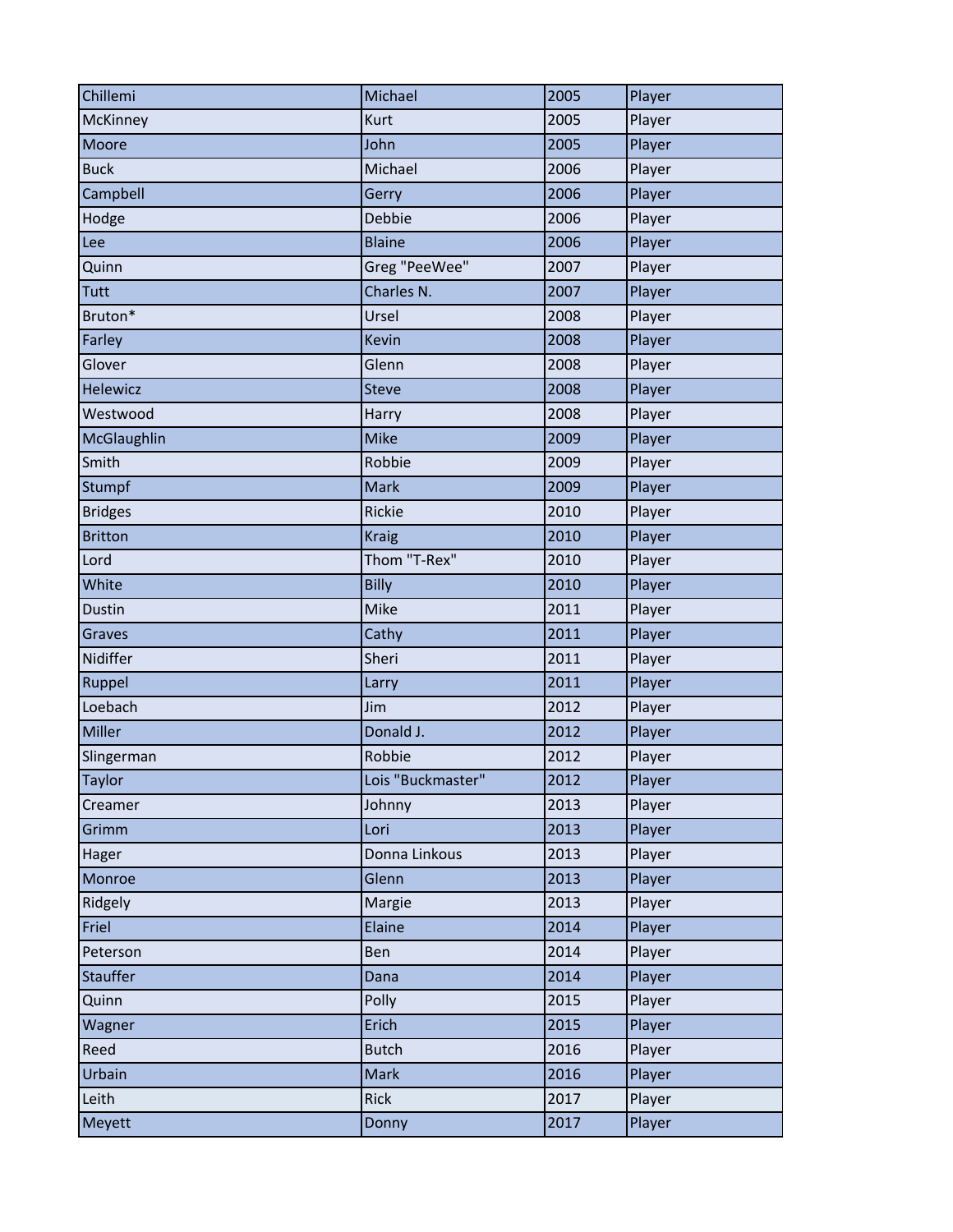| | | | |
|---|---|---|---|
| Chillemi | Michael | 2005 | Player |
| McKinney | Kurt | 2005 | Player |
| Moore | John | 2005 | Player |
| Buck | Michael | 2006 | Player |
| Campbell | Gerry | 2006 | Player |
| Hodge | Debbie | 2006 | Player |
| Lee | Blaine | 2006 | Player |
| Quinn | Greg "PeeWee" | 2007 | Player |
| Tutt | Charles N. | 2007 | Player |
| Bruton* | Ursel | 2008 | Player |
| Farley | Kevin | 2008 | Player |
| Glover | Glenn | 2008 | Player |
| Helewicz | Steve | 2008 | Player |
| Westwood | Harry | 2008 | Player |
| McGlaughlin | Mike | 2009 | Player |
| Smith | Robbie | 2009 | Player |
| Stumpf | Mark | 2009 | Player |
| Bridges | Rickie | 2010 | Player |
| Britton | Kraig | 2010 | Player |
| Lord | Thom "T-Rex" | 2010 | Player |
| White | Billy | 2010 | Player |
| Dustin | Mike | 2011 | Player |
| Graves | Cathy | 2011 | Player |
| Nidiffer | Sheri | 2011 | Player |
| Ruppel | Larry | 2011 | Player |
| Loebach | Jim | 2012 | Player |
| Miller | Donald J. | 2012 | Player |
| Slingerman | Robbie | 2012 | Player |
| Taylor | Lois "Buckmaster" | 2012 | Player |
| Creamer | Johnny | 2013 | Player |
| Grimm | Lori | 2013 | Player |
| Hager | Donna Linkous | 2013 | Player |
| Monroe | Glenn | 2013 | Player |
| Ridgely | Margie | 2013 | Player |
| Friel | Elaine | 2014 | Player |
| Peterson | Ben | 2014 | Player |
| Stauffer | Dana | 2014 | Player |
| Quinn | Polly | 2015 | Player |
| Wagner | Erich | 2015 | Player |
| Reed | Butch | 2016 | Player |
| Urbain | Mark | 2016 | Player |
| Leith | Rick | 2017 | Player |
| Meyett | Donny | 2017 | Player |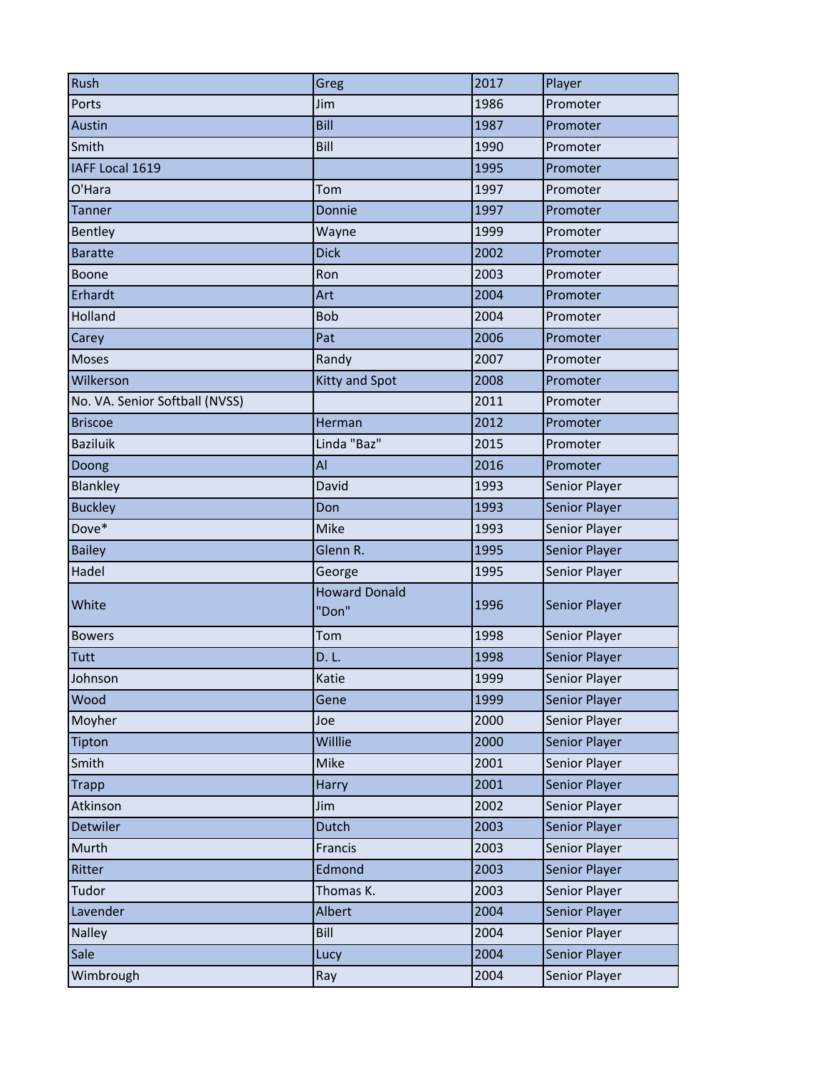| Rush | Greg | 2017 | Player |
|---|---|---|---|
| Ports | Jim | 1986 | Promoter |
| Austin | Bill | 1987 | Promoter |
| Smith | Bill | 1990 | Promoter |
| IAFF Local 1619 | | 1995 | Promoter |
| O'Hara | Tom | 1997 | Promoter |
| Tanner | Donnie | 1997 | Promoter |
| Bentley | Wayne | 1999 | Promoter |
| Baratte | Dick | 2002 | Promoter |
| Boone | Ron | 2003 | Promoter |
| Erhardt | Art | 2004 | Promoter |
| Holland | Bob | 2004 | Promoter |
| Carey | Pat | 2006 | Promoter |
| Moses | Randy | 2007 | Promoter |
| Wilkerson | Kitty and Spot | 2008 | Promoter |
| No. VA. Senior Softball (NVSS) | | 2011 | Promoter |
| Briscoe | Herman | 2012 | Promoter |
| Baziluik | Linda "Baz" | 2015 | Promoter |
| Doong | Al | 2016 | Promoter |
| Blankley | David | 1993 | Senior Player |
| Buckley | Don | 1993 | Senior Player |
| Dove* | Mike | 1993 | Senior Player |
| Bailey | Glenn R. | 1995 | Senior Player |
| Hadel | George | 1995 | Senior Player |
| White | Howard Donald "Don" | 1996 | Senior Player |
| Bowers | Tom | 1998 | Senior Player |
| Tutt | D. L. | 1998 | Senior Player |
| Johnson | Katie | 1999 | Senior Player |
| Wood | Gene | 1999 | Senior Player |
| Moyher | Joe | 2000 | Senior Player |
| Tipton | Willlie | 2000 | Senior Player |
| Smith | Mike | 2001 | Senior Player |
| Trapp | Harry | 2001 | Senior Player |
| Atkinson | Jim | 2002 | Senior Player |
| Detwiler | Dutch | 2003 | Senior Player |
| Murth | Francis | 2003 | Senior Player |
| Ritter | Edmond | 2003 | Senior Player |
| Tudor | Thomas K. | 2003 | Senior Player |
| Lavender | Albert | 2004 | Senior Player |
| Nalley | Bill | 2004 | Senior Player |
| Sale | Lucy | 2004 | Senior Player |
| Wimbrough | Ray | 2004 | Senior Player |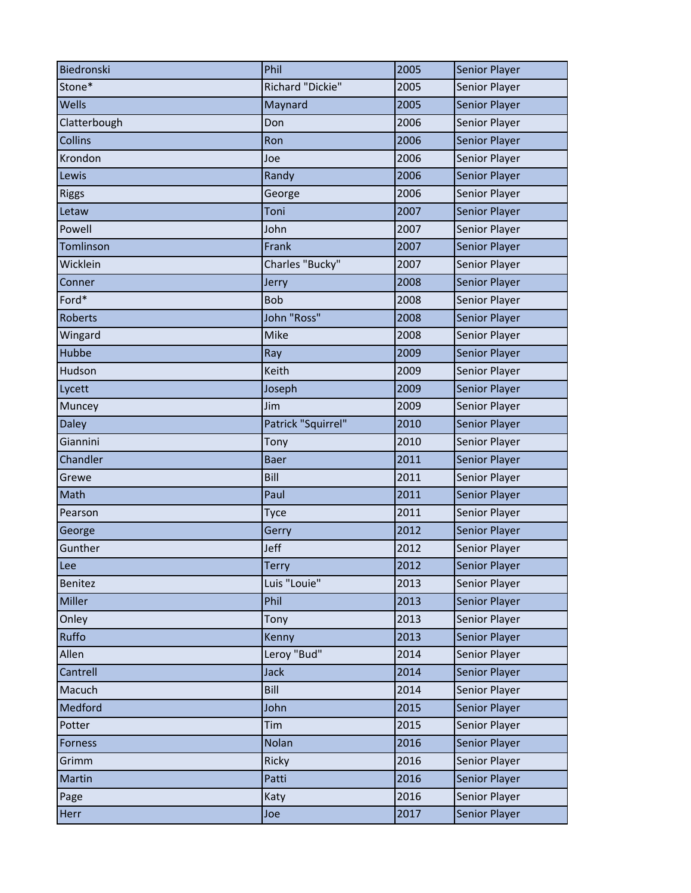| Biedronski | Phil | 2005 | Senior Player |
|---|---|---|---|
| Stone* | Richard "Dickie" | 2005 | Senior Player |
| Wells | Maynard | 2005 | Senior Player |
| Clatterbough | Don | 2006 | Senior Player |
| Collins | Ron | 2006 | Senior Player |
| Krondon | Joe | 2006 | Senior Player |
| Lewis | Randy | 2006 | Senior Player |
| Riggs | George | 2006 | Senior Player |
| Letaw | Toni | 2007 | Senior Player |
| Powell | John | 2007 | Senior Player |
| Tomlinson | Frank | 2007 | Senior Player |
| Wicklein | Charles "Bucky" | 2007 | Senior Player |
| Conner | Jerry | 2008 | Senior Player |
| Ford* | Bob | 2008 | Senior Player |
| Roberts | John "Ross" | 2008 | Senior Player |
| Wingard | Mike | 2008 | Senior Player |
| Hubbe | Ray | 2009 | Senior Player |
| Hudson | Keith | 2009 | Senior Player |
| Lycett | Joseph | 2009 | Senior Player |
| Muncey | Jim | 2009 | Senior Player |
| Daley | Patrick "Squirrel" | 2010 | Senior Player |
| Giannini | Tony | 2010 | Senior Player |
| Chandler | Baer | 2011 | Senior Player |
| Grewe | Bill | 2011 | Senior Player |
| Math | Paul | 2011 | Senior Player |
| Pearson | Tyce | 2011 | Senior Player |
| George | Gerry | 2012 | Senior Player |
| Gunther | Jeff | 2012 | Senior Player |
| Lee | Terry | 2012 | Senior Player |
| Benitez | Luis "Louie" | 2013 | Senior Player |
| Miller | Phil | 2013 | Senior Player |
| Onley | Tony | 2013 | Senior Player |
| Ruffo | Kenny | 2013 | Senior Player |
| Allen | Leroy "Bud" | 2014 | Senior Player |
| Cantrell | Jack | 2014 | Senior Player |
| Macuch | Bill | 2014 | Senior Player |
| Medford | John | 2015 | Senior Player |
| Potter | Tim | 2015 | Senior Player |
| Forness | Nolan | 2016 | Senior Player |
| Grimm | Ricky | 2016 | Senior Player |
| Martin | Patti | 2016 | Senior Player |
| Page | Katy | 2016 | Senior Player |
| Herr | Joe | 2017 | Senior Player |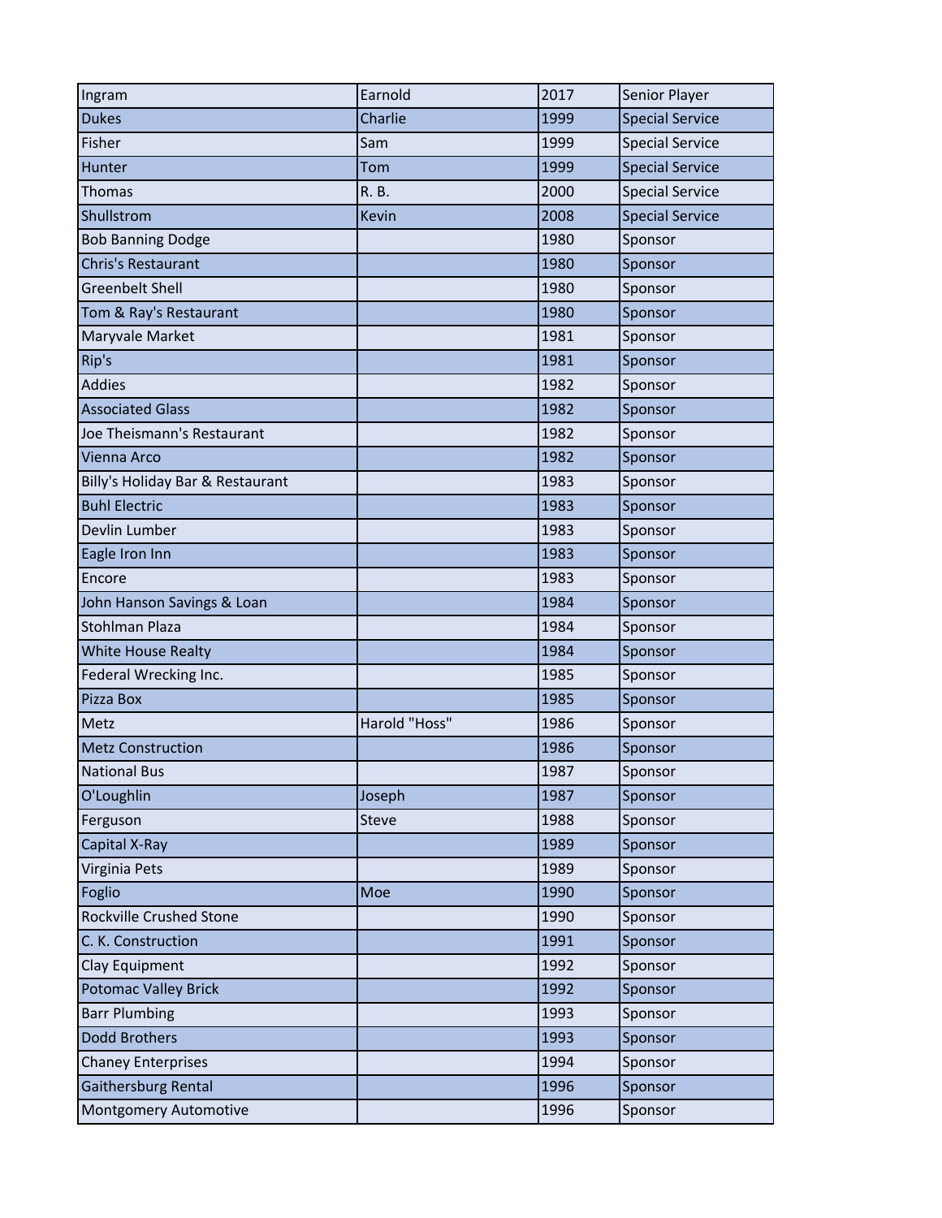| Ingram | Earnold | 2017 | Senior Player |
|---|---|---|---|
| Dukes | Charlie | 1999 | Special Service |
| Fisher | Sam | 1999 | Special Service |
| Hunter | Tom | 1999 | Special Service |
| Thomas | R. B. | 2000 | Special Service |
| Shullstrom | Kevin | 2008 | Special Service |
| Bob Banning Dodge | | 1980 | Sponsor |
| Chris's Restaurant | | 1980 | Sponsor |
| Greenbelt Shell | | 1980 | Sponsor |
| Tom & Ray's Restaurant | | 1980 | Sponsor |
| Maryvale Market | | 1981 | Sponsor |
| Rip's | | 1981 | Sponsor |
| Addies | | 1982 | Sponsor |
| Associated Glass | | 1982 | Sponsor |
| Joe Theismann's Restaurant | | 1982 | Sponsor |
| Vienna Arco | | 1982 | Sponsor |
| Billy's Holiday Bar & Restaurant | | 1983 | Sponsor |
| Buhl Electric | | 1983 | Sponsor |
| Devlin Lumber | | 1983 | Sponsor |
| Eagle Iron Inn | | 1983 | Sponsor |
| Encore | | 1983 | Sponsor |
| John Hanson Savings & Loan | | 1984 | Sponsor |
| Stohlman Plaza | | 1984 | Sponsor |
| White House Realty | | 1984 | Sponsor |
| Federal Wrecking Inc. | | 1985 | Sponsor |
| Pizza Box | | 1985 | Sponsor |
| Metz | Harold "Hoss" | 1986 | Sponsor |
| Metz Construction | | 1986 | Sponsor |
| National Bus | | 1987 | Sponsor |
| O'Loughlin | Joseph | 1987 | Sponsor |
| Ferguson | Steve | 1988 | Sponsor |
| Capital X-Ray | | 1989 | Sponsor |
| Virginia Pets | | 1989 | Sponsor |
| Foglio | Moe | 1990 | Sponsor |
| Rockville Crushed Stone | | 1990 | Sponsor |
| C. K. Construction | | 1991 | Sponsor |
| Clay Equipment | | 1992 | Sponsor |
| Potomac Valley Brick | | 1992 | Sponsor |
| Barr Plumbing | | 1993 | Sponsor |
| Dodd Brothers | | 1993 | Sponsor |
| Chaney Enterprises | | 1994 | Sponsor |
| Gaithersburg Rental | | 1996 | Sponsor |
| Montgomery Automotive | | 1996 | Sponsor |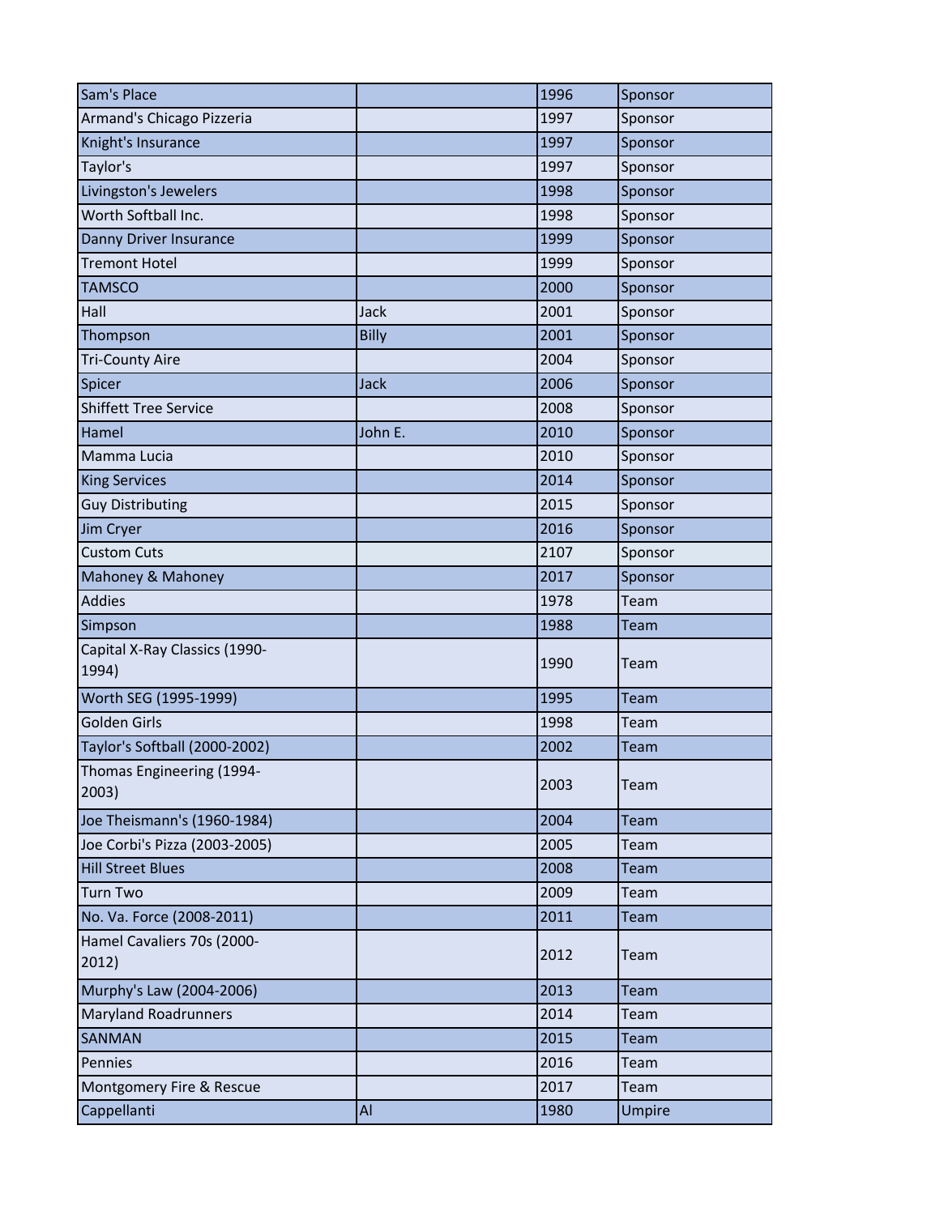| | | | |
|---|---|---|---|
| Sam's Place | | 1996 | Sponsor |
| Armand's Chicago Pizzeria | | 1997 | Sponsor |
| Knight's Insurance | | 1997 | Sponsor |
| Taylor's | | 1997 | Sponsor |
| Livingston's Jewelers | | 1998 | Sponsor |
| Worth Softball Inc. | | 1998 | Sponsor |
| Danny Driver Insurance | | 1999 | Sponsor |
| Tremont Hotel | | 1999 | Sponsor |
| TAMSCO | | 2000 | Sponsor |
| Hall | Jack | 2001 | Sponsor |
| Thompson | Billy | 2001 | Sponsor |
| Tri-County Aire | | 2004 | Sponsor |
| Spicer | Jack | 2006 | Sponsor |
| Shiffett Tree Service | | 2008 | Sponsor |
| Hamel | John E. | 2010 | Sponsor |
| Mamma Lucia | | 2010 | Sponsor |
| King Services | | 2014 | Sponsor |
| Guy Distributing | | 2015 | Sponsor |
| Jim Cryer | | 2016 | Sponsor |
| Custom Cuts | | 2107 | Sponsor |
| Mahoney & Mahoney | | 2017 | Sponsor |
| Addies | | 1978 | Team |
| Simpson | | 1988 | Team |
| Capital X-Ray Classics (1990-1994) | | 1990 | Team |
| Worth SEG (1995-1999) | | 1995 | Team |
| Golden Girls | | 1998 | Team |
| Taylor's Softball (2000-2002) | | 2002 | Team |
| Thomas Engineering (1994-2003) | | 2003 | Team |
| Joe Theismann's (1960-1984) | | 2004 | Team |
| Joe Corbi's Pizza (2003-2005) | | 2005 | Team |
| Hill Street Blues | | 2008 | Team |
| Turn Two | | 2009 | Team |
| No. Va. Force (2008-2011) | | 2011 | Team |
| Hamel Cavaliers 70s (2000-2012) | | 2012 | Team |
| Murphy's Law (2004-2006) | | 2013 | Team |
| Maryland Roadrunners | | 2014 | Team |
| SANMAN | | 2015 | Team |
| Pennies | | 2016 | Team |
| Montgomery Fire & Rescue | | 2017 | Team |
| Cappellanti | Al | 1980 | Umpire |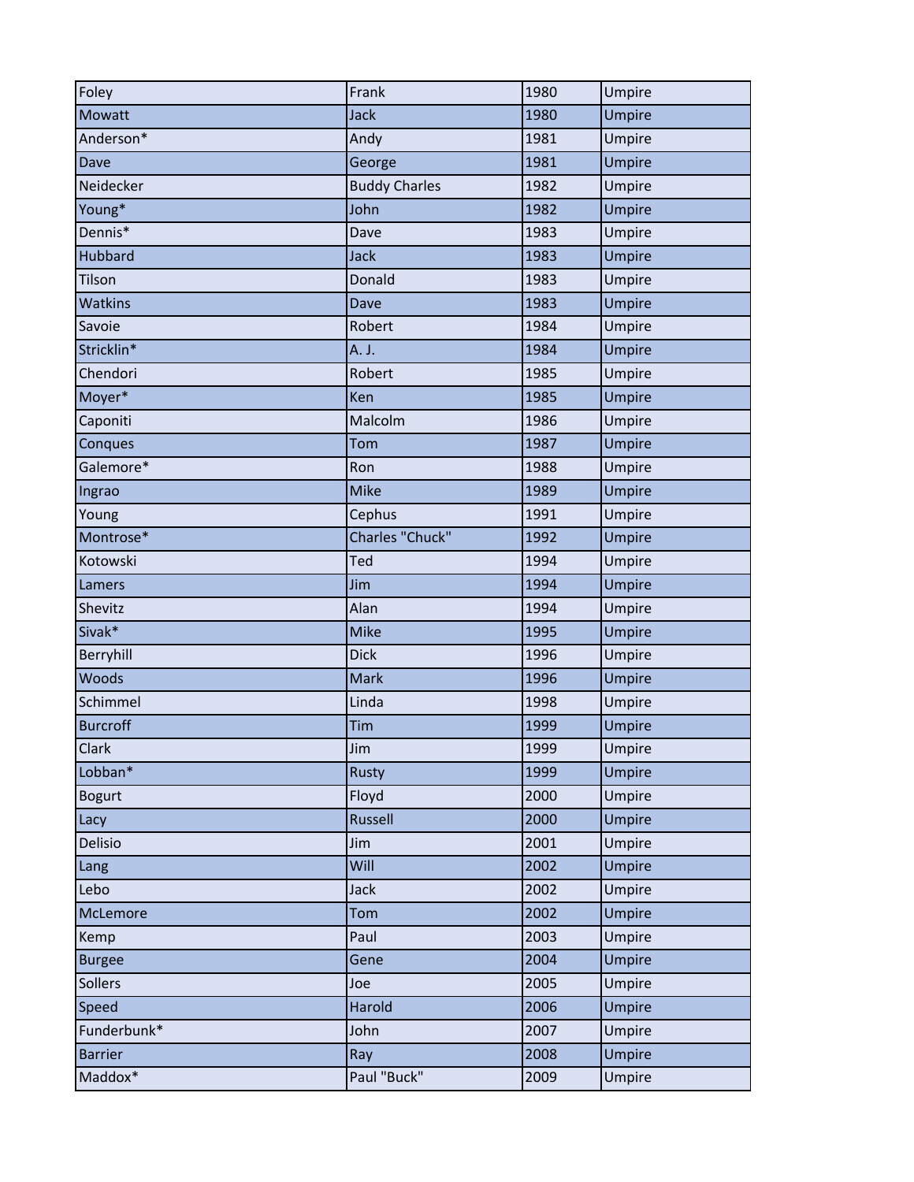| | | | |
|---|---|---|---|
| Foley | Frank | 1980 | Umpire |
| Mowatt | Jack | 1980 | Umpire |
| Anderson* | Andy | 1981 | Umpire |
| Dave | George | 1981 | Umpire |
| Neidecker | Buddy Charles | 1982 | Umpire |
| Young* | John | 1982 | Umpire |
| Dennis* | Dave | 1983 | Umpire |
| Hubbard | Jack | 1983 | Umpire |
| Tilson | Donald | 1983 | Umpire |
| Watkins | Dave | 1983 | Umpire |
| Savoie | Robert | 1984 | Umpire |
| Stricklin* | A. J. | 1984 | Umpire |
| Chendori | Robert | 1985 | Umpire |
| Moyer* | Ken | 1985 | Umpire |
| Caponiti | Malcolm | 1986 | Umpire |
| Conques | Tom | 1987 | Umpire |
| Galemore* | Ron | 1988 | Umpire |
| Ingrao | Mike | 1989 | Umpire |
| Young | Cephus | 1991 | Umpire |
| Montrose* | Charles "Chuck" | 1992 | Umpire |
| Kotowski | Ted | 1994 | Umpire |
| Lamers | Jim | 1994 | Umpire |
| Shevitz | Alan | 1994 | Umpire |
| Sivak* | Mike | 1995 | Umpire |
| Berryhill | Dick | 1996 | Umpire |
| Woods | Mark | 1996 | Umpire |
| Schimmel | Linda | 1998 | Umpire |
| Burcroff | Tim | 1999 | Umpire |
| Clark | Jim | 1999 | Umpire |
| Lobban* | Rusty | 1999 | Umpire |
| Bogurt | Floyd | 2000 | Umpire |
| Lacy | Russell | 2000 | Umpire |
| Delisio | Jim | 2001 | Umpire |
| Lang | Will | 2002 | Umpire |
| Lebo | Jack | 2002 | Umpire |
| McLemore | Tom | 2002 | Umpire |
| Kemp | Paul | 2003 | Umpire |
| Burgee | Gene | 2004 | Umpire |
| Sollers | Joe | 2005 | Umpire |
| Speed | Harold | 2006 | Umpire |
| Funderbunk* | John | 2007 | Umpire |
| Barrier | Ray | 2008 | Umpire |
| Maddox* | Paul "Buck" | 2009 | Umpire |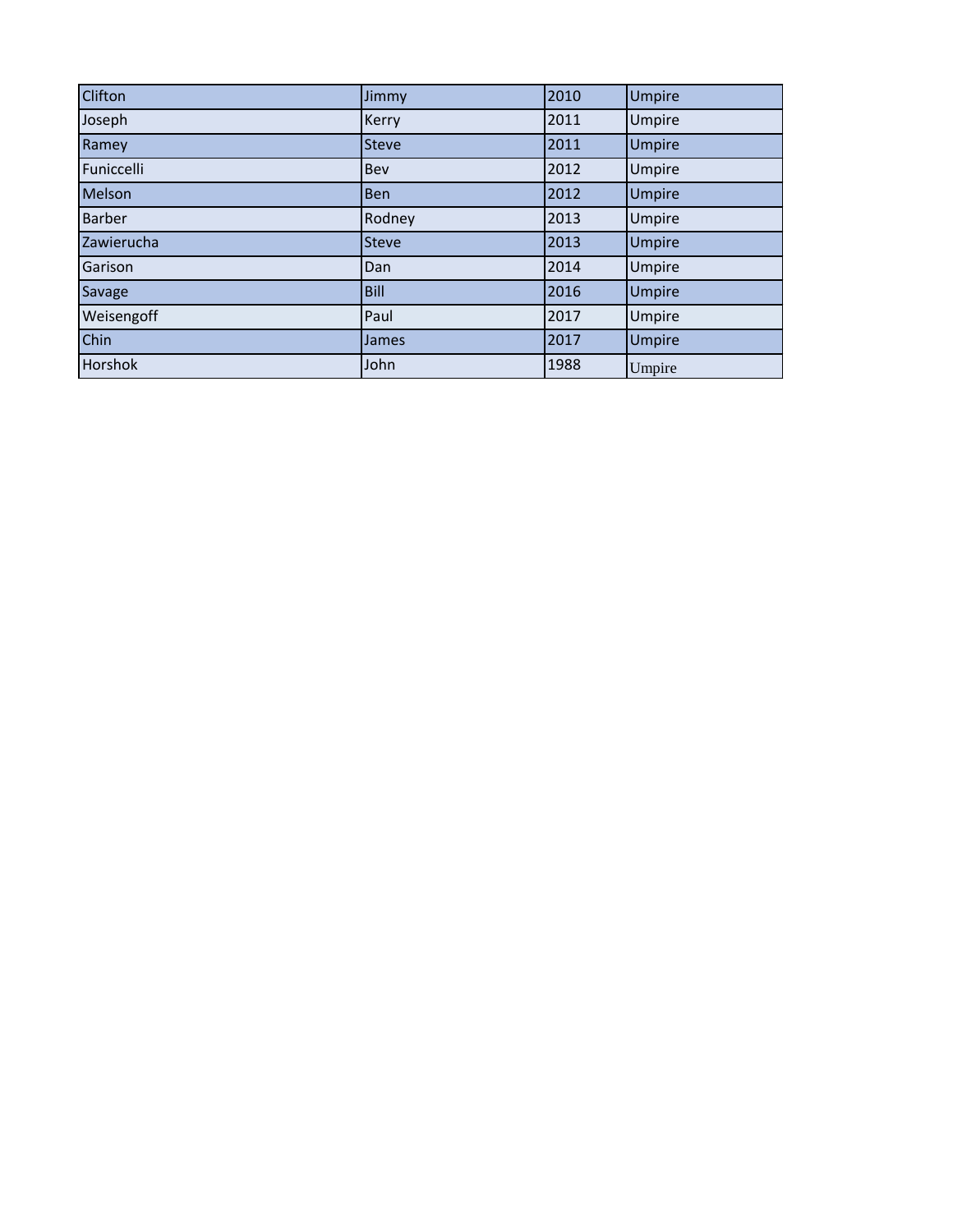| | | | |
|---|---|---|---|
| Clifton | Jimmy | 2010 | Umpire |
| Joseph | Kerry | 2011 | Umpire |
| Ramey | Steve | 2011 | Umpire |
| Funiccelli | Bev | 2012 | Umpire |
| Melson | Ben | 2012 | Umpire |
| Barber | Rodney | 2013 | Umpire |
| Zawierucha | Steve | 2013 | Umpire |
| Garison | Dan | 2014 | Umpire |
| Savage | Bill | 2016 | Umpire |
| Weisengoff | Paul | 2017 | Umpire |
| Chin | James | 2017 | Umpire |
| Horshok | John | 1988 | Umpire |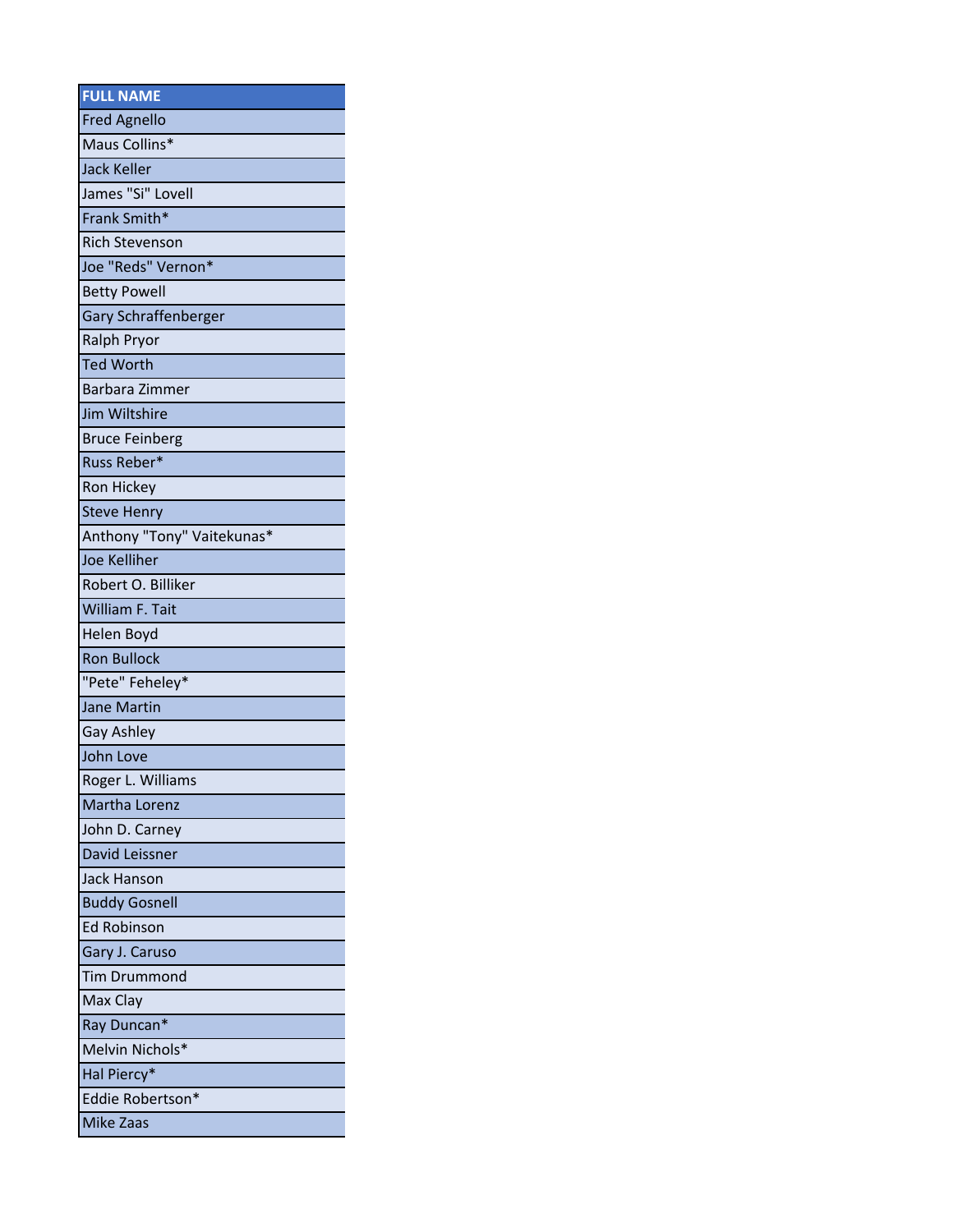| FULL NAME |
| --- |
| Fred Agnello |
| Maus Collins* |
| Jack Keller |
| James "Si" Lovell |
| Frank Smith* |
| Rich Stevenson |
| Joe "Reds" Vernon* |
| Betty Powell |
| Gary Schraffenberger |
| Ralph Pryor |
| Ted Worth |
| Barbara Zimmer |
| Jim Wiltshire |
| Bruce Feinberg |
| Russ Reber* |
| Ron Hickey |
| Steve Henry |
| Anthony "Tony" Vaitekunas* |
| Joe Kelliher |
| Robert O. Billiker |
| William F. Tait |
| Helen Boyd |
| Ron Bullock |
| "Pete" Feheley* |
| Jane Martin |
| Gay Ashley |
| John Love |
| Roger L. Williams |
| Martha Lorenz |
| John D. Carney |
| David Leissner |
| Jack Hanson |
| Buddy Gosnell |
| Ed Robinson |
| Gary J. Caruso |
| Tim Drummond |
| Max Clay |
| Ray Duncan* |
| Melvin Nichols* |
| Hal Piercy* |
| Eddie Robertson* |
| Mike Zaas |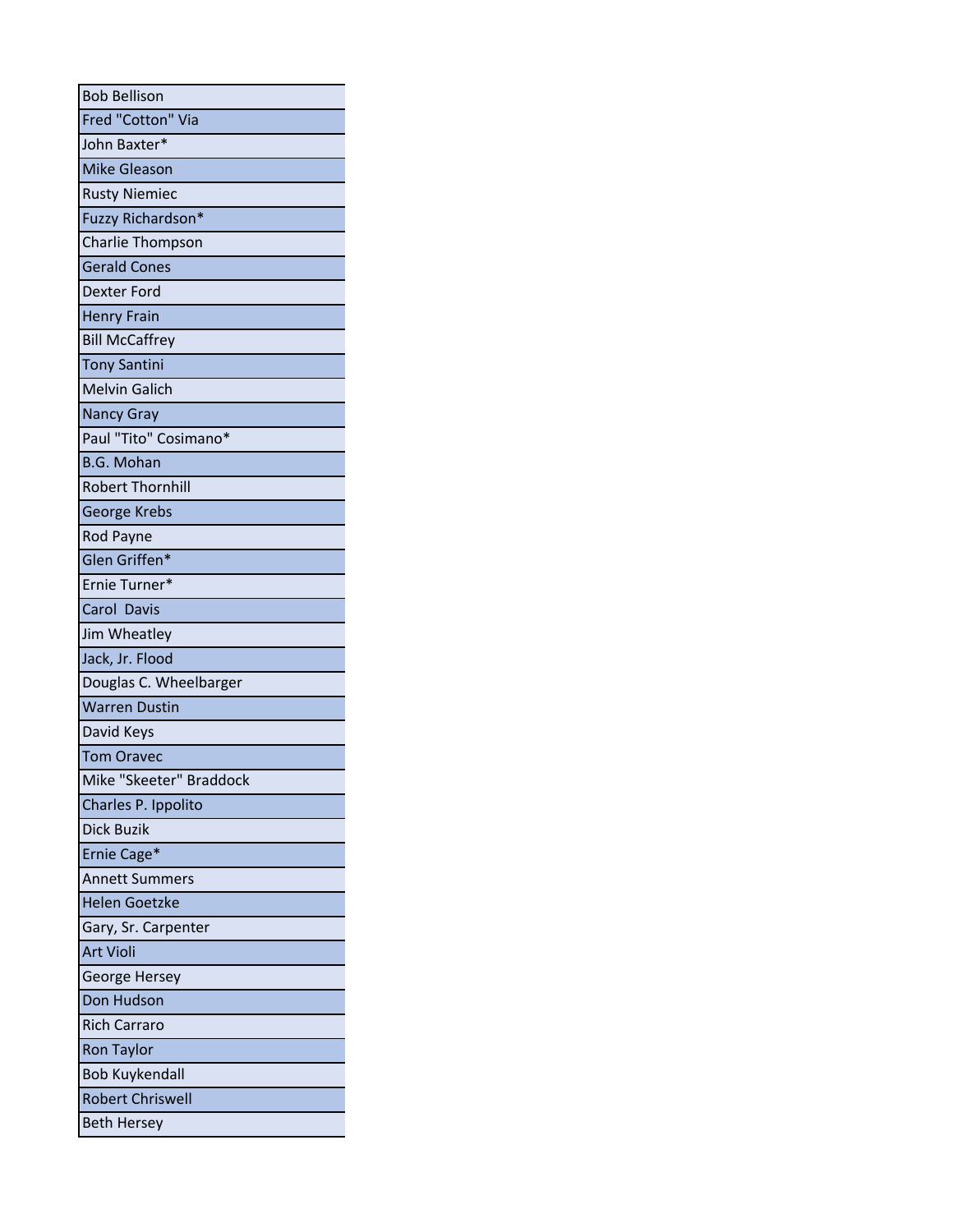| Bob Bellison |
| --- |
| Fred "Cotton" Via |
| John Baxter* |
| Mike Gleason |
| Rusty Niemiec |
| Fuzzy Richardson* |
| Charlie Thompson |
| Gerald Cones |
| Dexter Ford |
| Henry Frain |
| Bill McCaffrey |
| Tony Santini |
| Melvin Galich |
| Nancy Gray |
| Paul "Tito" Cosimano* |
| B.G. Mohan |
| Robert Thornhill |
| George Krebs |
| Rod Payne |
| Glen Griffen* |
| Ernie Turner* |
| Carol Davis |
| Jim Wheatley |
| Jack, Jr. Flood |
| Douglas C. Wheelbarger |
| Warren Dustin |
| David Keys |
| Tom Oravec |
| Mike "Skeeter" Braddock |
| Charles P. Ippolito |
| Dick Buzik |
| Ernie Cage* |
| Annett Summers |
| Helen Goetzke |
| Gary, Sr. Carpenter |
| Art Violi |
| George Hersey |
| Don Hudson |
| Rich Carraro |
| Ron Taylor |
| Bob Kuykendall |
| Robert Chriswell |
| Beth Hersey |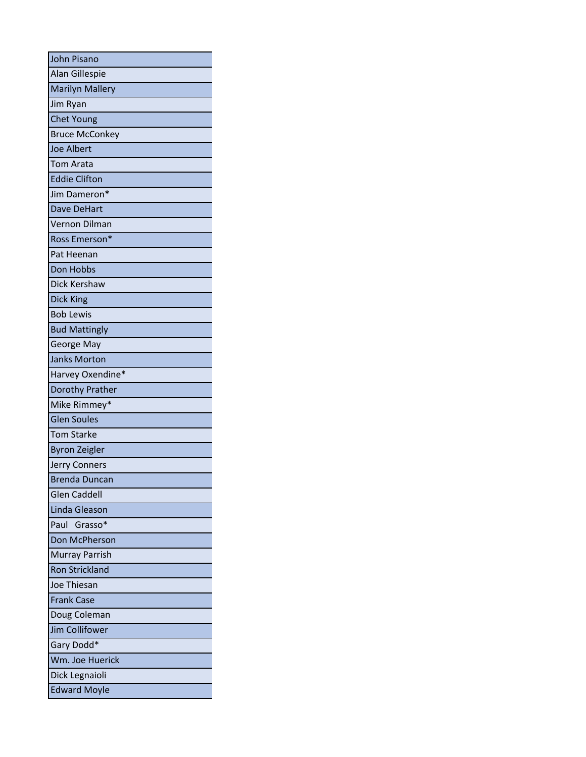| John Pisano |
| --- |
| Alan Gillespie |
| Marilyn Mallery |
| Jim Ryan |
| Chet Young |
| Bruce McConkey |
| Joe Albert |
| Tom Arata |
| Eddie Clifton |
| Jim Dameron* |
| Dave DeHart |
| Vernon Dilman |
| Ross Emerson* |
| Pat Heenan |
| Don Hobbs |
| Dick Kershaw |
| Dick King |
| Bob Lewis |
| Bud Mattingly |
| George May |
| Janks Morton |
| Harvey Oxendine* |
| Dorothy Prather |
| Mike Rimmey* |
| Glen Soules |
| Tom Starke |
| Byron Zeigler |
| Jerry Conners |
| Brenda Duncan |
| Glen Caddell |
| Linda Gleason |
| Paul Grasso* |
| Don McPherson |
| Murray Parrish |
| Ron Strickland |
| Joe Thiesan |
| Frank Case |
| Doug Coleman |
| Jim Collifower |
| Gary Dodd* |
| Wm. Joe Huerick |
| Dick Legnaioli |
| Edward Moyle |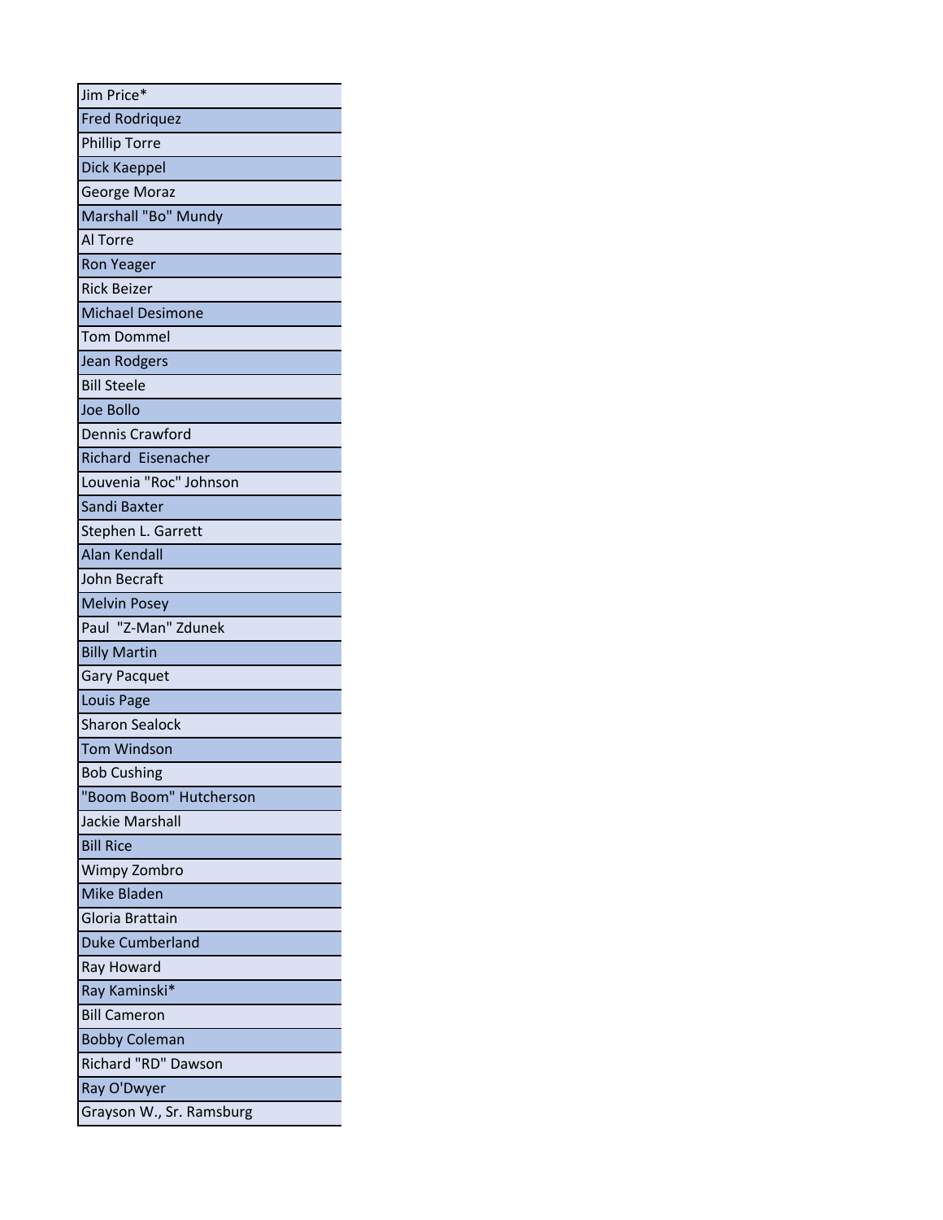| |
|---|
| Jim Price* |
| Fred Rodriquez |
| Phillip Torre |
| Dick Kaeppel |
| George Moraz |
| Marshall "Bo" Mundy |
| Al Torre |
| Ron Yeager |
| Rick Beizer |
| Michael Desimone |
| Tom Dommel |
| Jean Rodgers |
| Bill Steele |
| Joe Bollo |
| Dennis Crawford |
| Richard  Eisenacher |
| Louvenia "Roc" Johnson |
| Sandi Baxter |
| Stephen L. Garrett |
| Alan Kendall |
| John Becraft |
| Melvin Posey |
| Paul  "Z-Man" Zdunek |
| Billy Martin |
| Gary Pacquet |
| Louis Page |
| Sharon Sealock |
| Tom Windson |
| Bob Cushing |
| "Boom Boom" Hutcherson |
| Jackie Marshall |
| Bill Rice |
| Wimpy Zombro |
| Mike Bladen |
| Gloria Brattain |
| Duke Cumberland |
| Ray Howard |
| Ray Kaminski* |
| Bill Cameron |
| Bobby Coleman |
| Richard "RD" Dawson |
| Ray O'Dwyer |
| Grayson W., Sr. Ramsburg |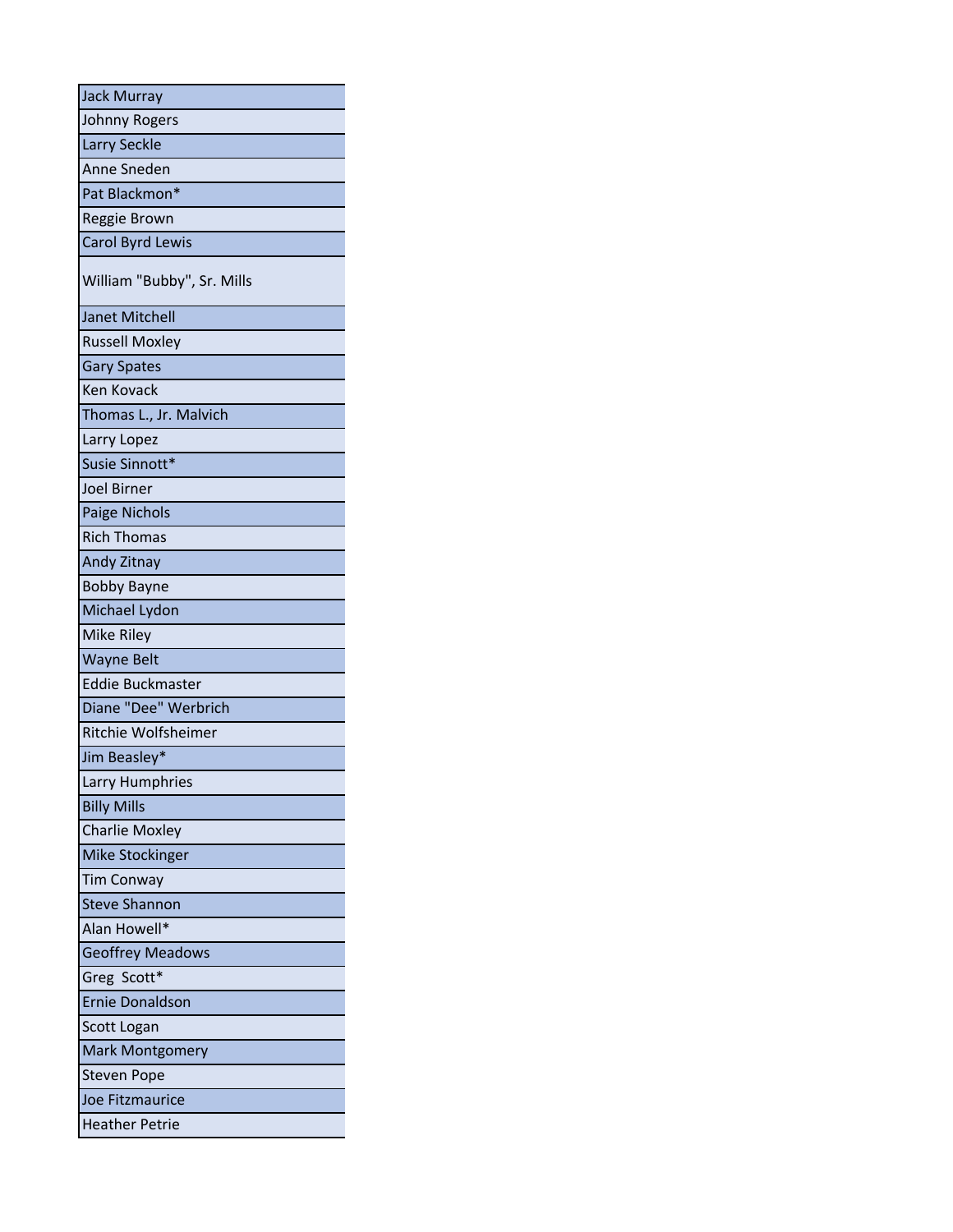| Jack Murray |
|---|
| Johnny Rogers |
| Larry Seckle |
| Anne Sneden |
| Pat Blackmon* |
| Reggie Brown |
| Carol Byrd Lewis |
| William "Bubby", Sr. Mills |
| Janet Mitchell |
| Russell Moxley |
| Gary Spates |
| Ken Kovack |
| Thomas L., Jr. Malvich |
| Larry Lopez |
| Susie Sinnott* |
| Joel Birner |
| Paige Nichols |
| Rich Thomas |
| Andy Zitnay |
| Bobby Bayne |
| Michael Lydon |
| Mike Riley |
| Wayne Belt |
| Eddie Buckmaster |
| Diane "Dee" Werbrich |
| Ritchie Wolfsheimer |
| Jim Beasley* |
| Larry Humphries |
| Billy Mills |
| Charlie Moxley |
| Mike Stockinger |
| Tim Conway |
| Steve Shannon |
| Alan Howell* |
| Geoffrey Meadows |
| Greg Scott* |
| Ernie Donaldson |
| Scott Logan |
| Mark Montgomery |
| Steven Pope |
| Joe Fitzmaurice |
| Heather Petrie |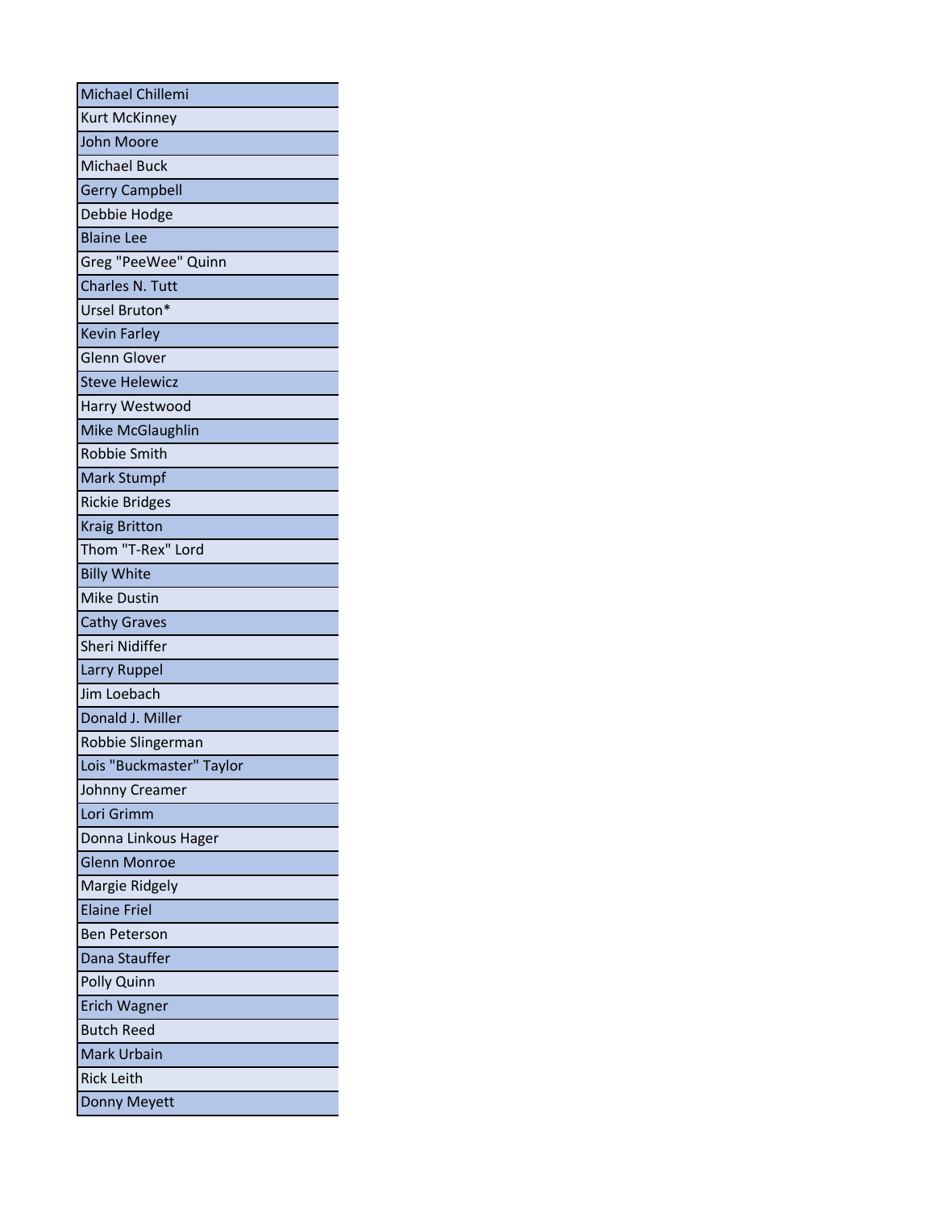| Michael Chillemi |
|---|
| Kurt McKinney |
| John Moore |
| Michael Buck |
| Gerry Campbell |
| Debbie Hodge |
| Blaine Lee |
| Greg "PeeWee" Quinn |
| Charles N. Tutt |
| Ursel Bruton* |
| Kevin Farley |
| Glenn Glover |
| Steve Helewicz |
| Harry Westwood |
| Mike McGlaughlin |
| Robbie Smith |
| Mark Stumpf |
| Rickie Bridges |
| Kraig Britton |
| Thom "T-Rex" Lord |
| Billy White |
| Mike Dustin |
| Cathy Graves |
| Sheri Nidiffer |
| Larry Ruppel |
| Jim Loebach |
| Donald J. Miller |
| Robbie Slingerman |
| Lois "Buckmaster" Taylor |
| Johnny Creamer |
| Lori Grimm |
| Donna Linkous Hager |
| Glenn Monroe |
| Margie Ridgely |
| Elaine Friel |
| Ben Peterson |
| Dana Stauffer |
| Polly Quinn |
| Erich Wagner |
| Butch Reed |
| Mark Urbain |
| Rick Leith |
| Donny Meyett |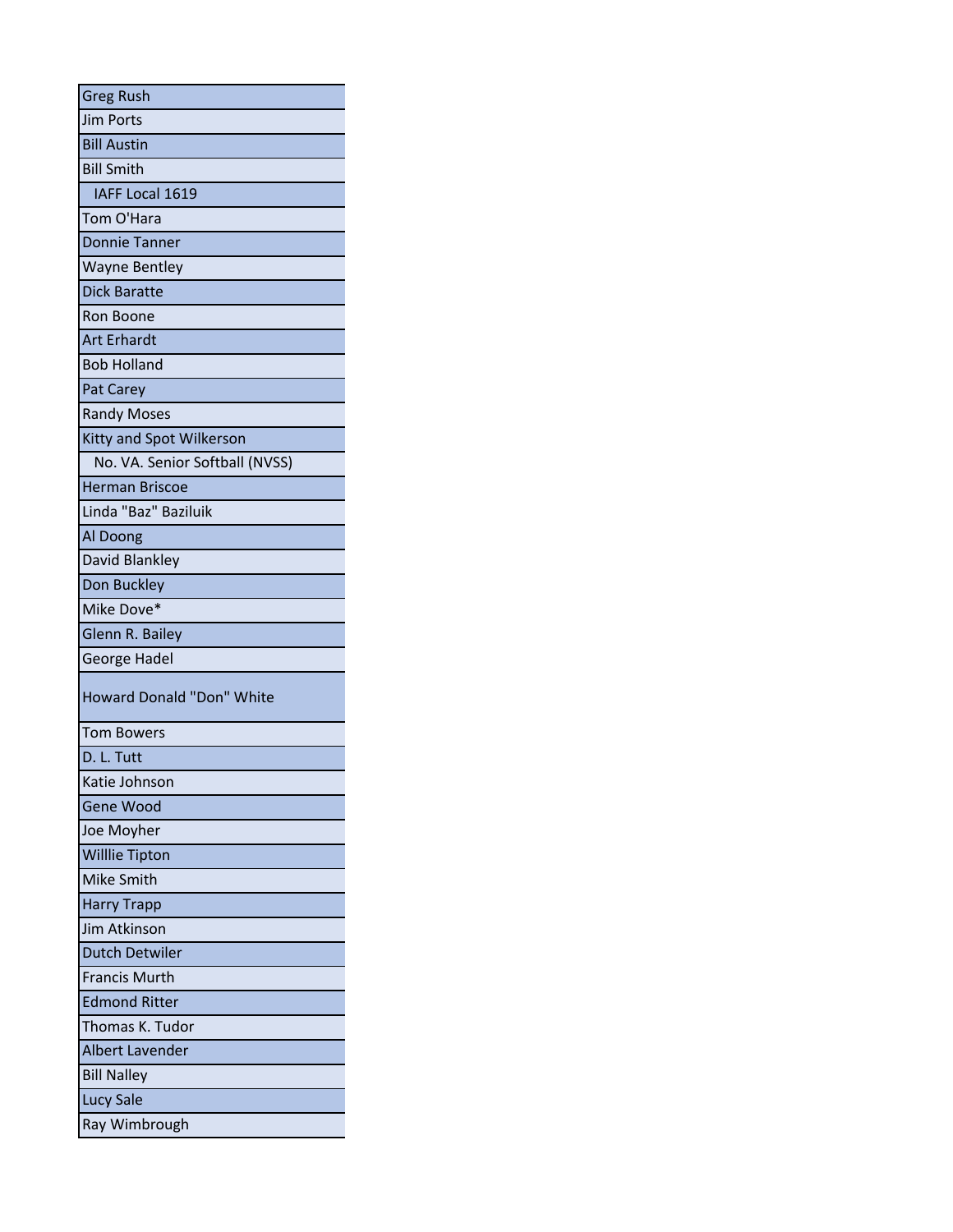| Greg Rush |
|---|
| Jim Ports |
| Bill Austin |
| Bill Smith |
| IAFF Local 1619 |
| Tom O'Hara |
| Donnie Tanner |
| Wayne Bentley |
| Dick Baratte |
| Ron Boone |
| Art Erhardt |
| Bob Holland |
| Pat Carey |
| Randy Moses |
| Kitty and Spot Wilkerson |
| No. VA. Senior Softball (NVSS) |
| Herman Briscoe |
| Linda "Baz" Baziluik |
| Al Doong |
| David Blankley |
| Don Buckley |
| Mike Dove* |
| Glenn R. Bailey |
| George Hadel |
| Howard Donald "Don" White |
| Tom Bowers |
| D. L. Tutt |
| Katie Johnson |
| Gene Wood |
| Joe Moyher |
| Willlie Tipton |
| Mike Smith |
| Harry Trapp |
| Jim Atkinson |
| Dutch Detwiler |
| Francis Murth |
| Edmond Ritter |
| Thomas K. Tudor |
| Albert Lavender |
| Bill Nalley |
| Lucy Sale |
| Ray Wimbrough |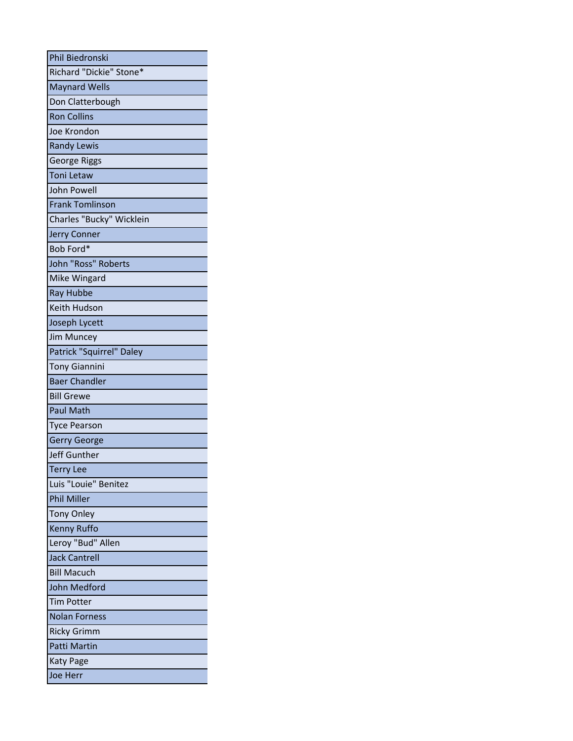| Phil Biedronski |
| --- |
| Richard "Dickie" Stone* |
| Maynard Wells |
| Don Clatterbough |
| Ron Collins |
| Joe Krondon |
| Randy Lewis |
| George Riggs |
| Toni Letaw |
| John Powell |
| Frank Tomlinson |
| Charles "Bucky" Wicklein |
| Jerry Conner |
| Bob Ford* |
| John "Ross" Roberts |
| Mike Wingard |
| Ray Hubbe |
| Keith Hudson |
| Joseph Lycett |
| Jim Muncey |
| Patrick "Squirrel" Daley |
| Tony Giannini |
| Baer Chandler |
| Bill Grewe |
| Paul Math |
| Tyce Pearson |
| Gerry George |
| Jeff Gunther |
| Terry Lee |
| Luis "Louie" Benitez |
| Phil Miller |
| Tony Onley |
| Kenny Ruffo |
| Leroy "Bud" Allen |
| Jack Cantrell |
| Bill Macuch |
| John Medford |
| Tim Potter |
| Nolan Forness |
| Ricky Grimm |
| Patti Martin |
| Katy Page |
| Joe Herr |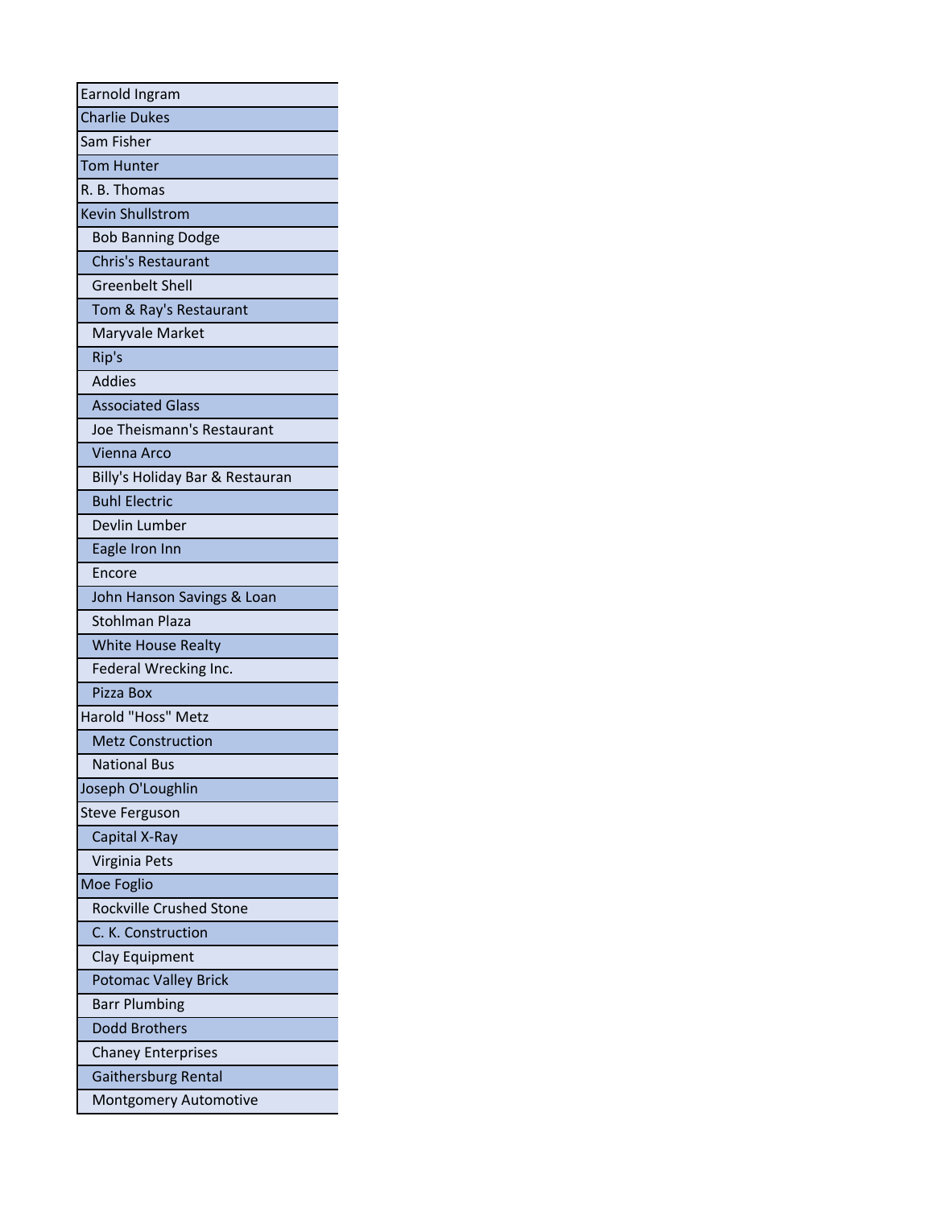| |
|---|
| Earnold Ingram |
| Charlie Dukes |
| Sam Fisher |
| Tom Hunter |
| R. B. Thomas |
| Kevin Shullstrom |
| Bob Banning Dodge |
| Chris's Restaurant |
| Greenbelt Shell |
| Tom & Ray's Restaurant |
| Maryvale Market |
| Rip's |
| Addies |
| Associated Glass |
| Joe Theismann's Restaurant |
| Vienna Arco |
| Billy's Holiday Bar & Restauran |
| Buhl Electric |
| Devlin Lumber |
| Eagle Iron Inn |
| Encore |
| John Hanson Savings & Loan |
| Stohlman Plaza |
| White House Realty |
| Federal Wrecking Inc. |
| Pizza Box |
| Harold "Hoss" Metz |
| Metz Construction |
| National Bus |
| Joseph O'Loughlin |
| Steve Ferguson |
| Capital X-Ray |
| Virginia Pets |
| Moe Foglio |
| Rockville Crushed Stone |
| C. K. Construction |
| Clay Equipment |
| Potomac Valley Brick |
| Barr Plumbing |
| Dodd Brothers |
| Chaney Enterprises |
| Gaithersburg Rental |
| Montgomery Automotive |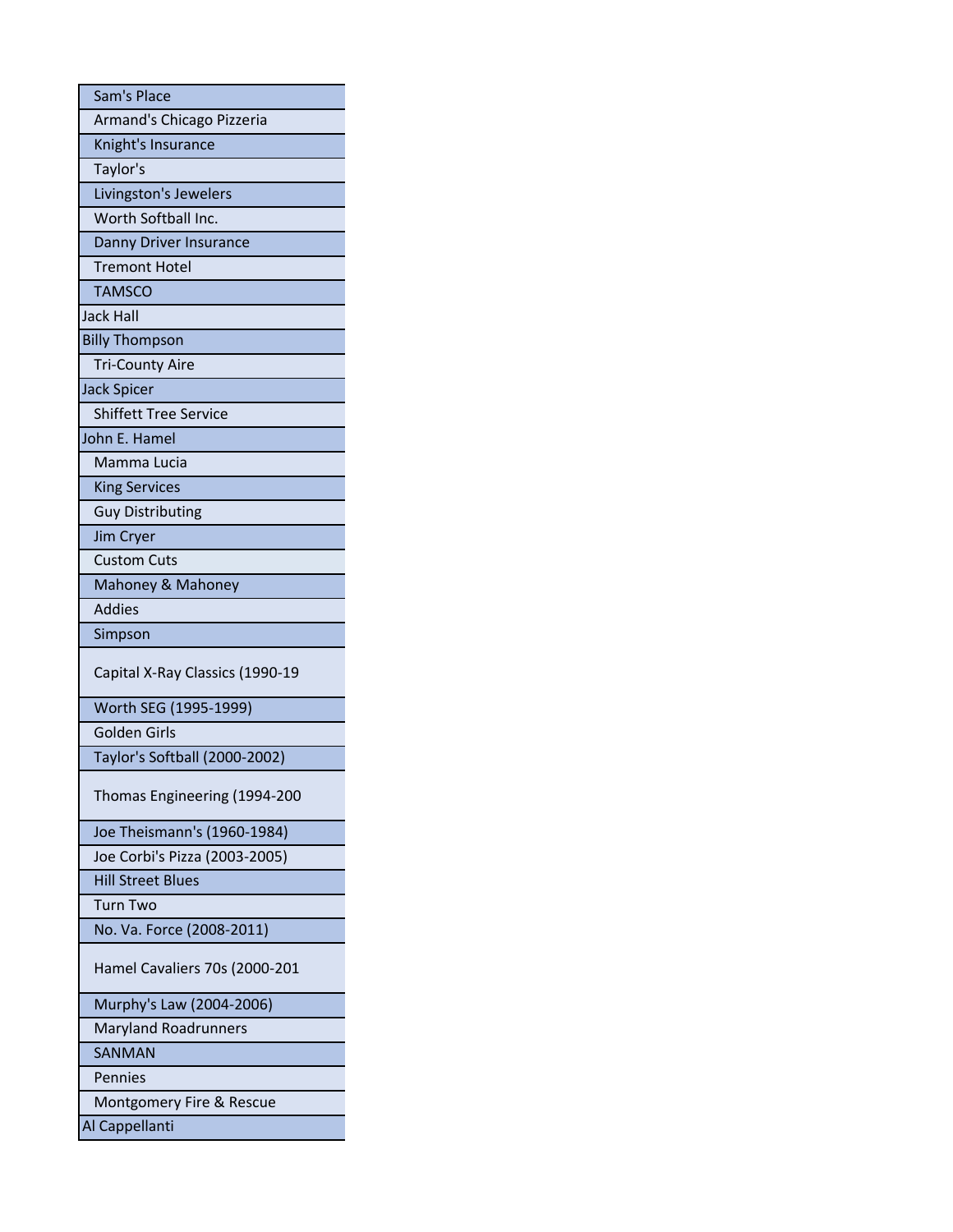| |
|---|
| Sam's Place |
| Armand's Chicago Pizzeria |
| Knight's Insurance |
| Taylor's |
| Livingston's Jewelers |
| Worth Softball Inc. |
| Danny Driver Insurance |
| Tremont Hotel |
| TAMSCO |
| Jack Hall |
| Billy Thompson |
| Tri-County Aire |
| Jack Spicer |
| Shiffett Tree Service |
| John E. Hamel |
| Mamma Lucia |
| King Services |
| Guy Distributing |
| Jim Cryer |
| Custom Cuts |
| Mahoney & Mahoney |
| Addies |
| Simpson |
| Capital X-Ray Classics (1990-19 |
| Worth SEG (1995-1999) |
| Golden Girls |
| Taylor's Softball (2000-2002) |
| Thomas Engineering (1994-200 |
| Joe Theismann's (1960-1984) |
| Joe Corbi's Pizza (2003-2005) |
| Hill Street Blues |
| Turn Two |
| No. Va. Force (2008-2011) |
| Hamel Cavaliers 70s (2000-201 |
| Murphy's Law (2004-2006) |
| Maryland Roadrunners |
| SANMAN |
| Pennies |
| Montgomery Fire & Rescue |
| Al Cappellanti |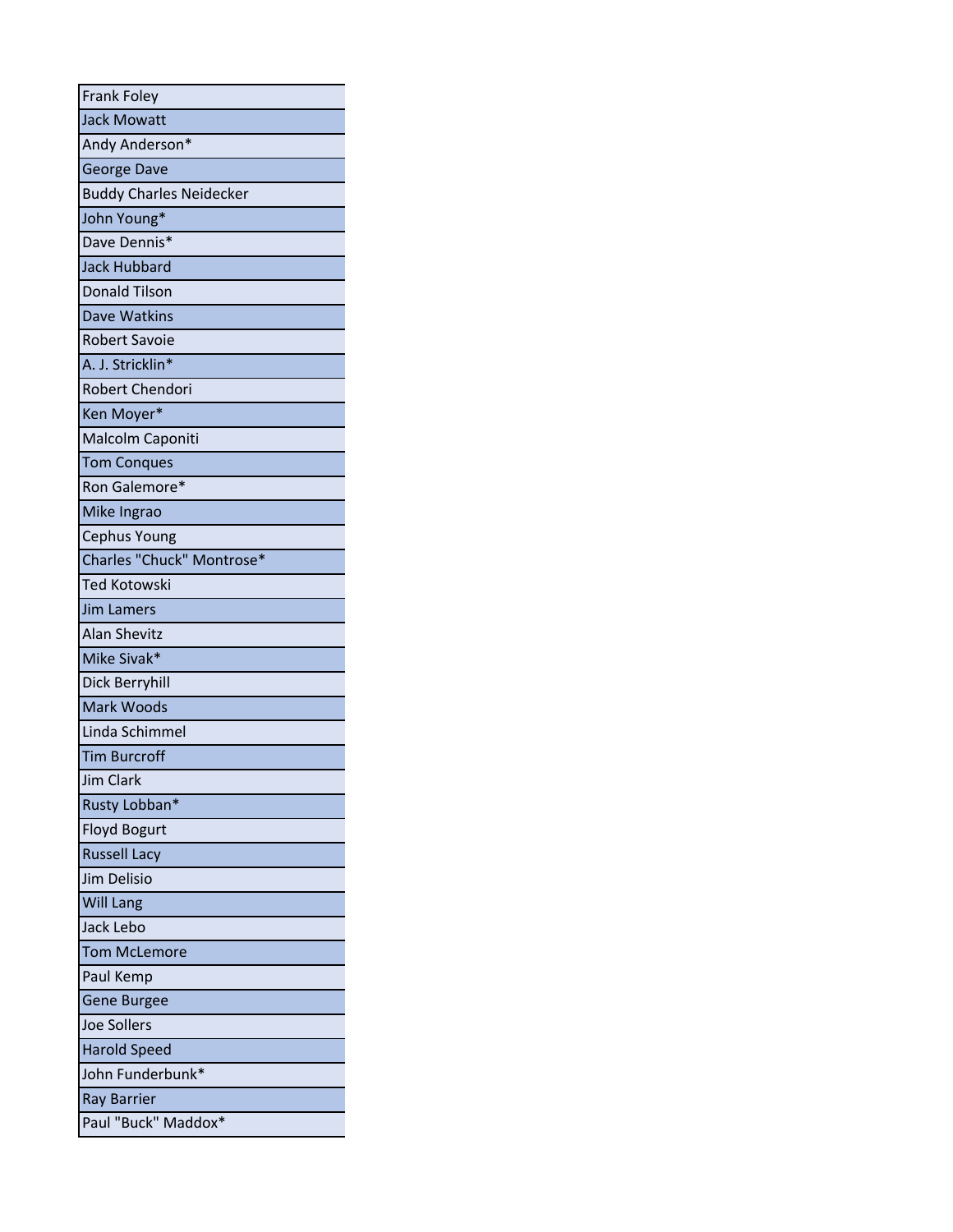| Frank Foley |
| --- |
| Jack Mowatt |
| Andy Anderson* |
| George Dave |
| Buddy Charles Neidecker |
| John Young* |
| Dave Dennis* |
| Jack Hubbard |
| Donald Tilson |
| Dave Watkins |
| Robert Savoie |
| A. J. Stricklin* |
| Robert Chendori |
| Ken Moyer* |
| Malcolm Caponiti |
| Tom Conques |
| Ron Galemore* |
| Mike Ingrao |
| Cephus Young |
| Charles "Chuck" Montrose* |
| Ted Kotowski |
| Jim Lamers |
| Alan Shevitz |
| Mike Sivak* |
| Dick Berryhill |
| Mark Woods |
| Linda Schimmel |
| Tim Burcroff |
| Jim Clark |
| Rusty Lobban* |
| Floyd Bogurt |
| Russell Lacy |
| Jim Delisio |
| Will Lang |
| Jack Lebo |
| Tom McLemore |
| Paul Kemp |
| Gene Burgee |
| Joe Sollers |
| Harold Speed |
| John Funderbunk* |
| Ray Barrier |
| Paul "Buck" Maddox* |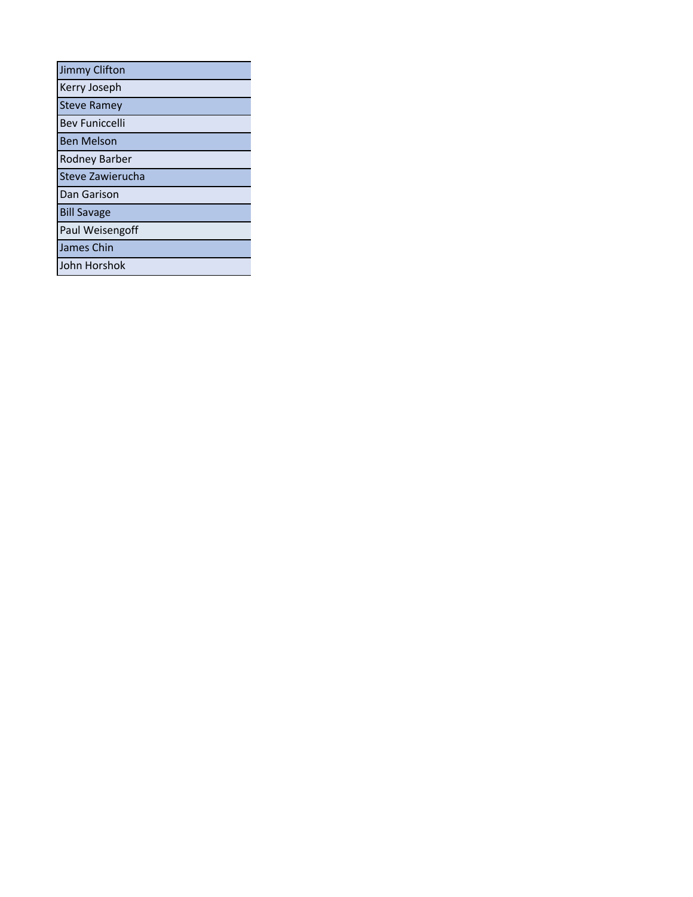| |
|---|
| Jimmy Clifton |
| Kerry Joseph |
| Steve Ramey |
| Bev Funiccelli |
| Ben Melson |
| Rodney Barber |
| Steve Zawierucha |
| Dan Garison |
| Bill Savage |
| Paul Weisengoff |
| James Chin |
| John Horshok |